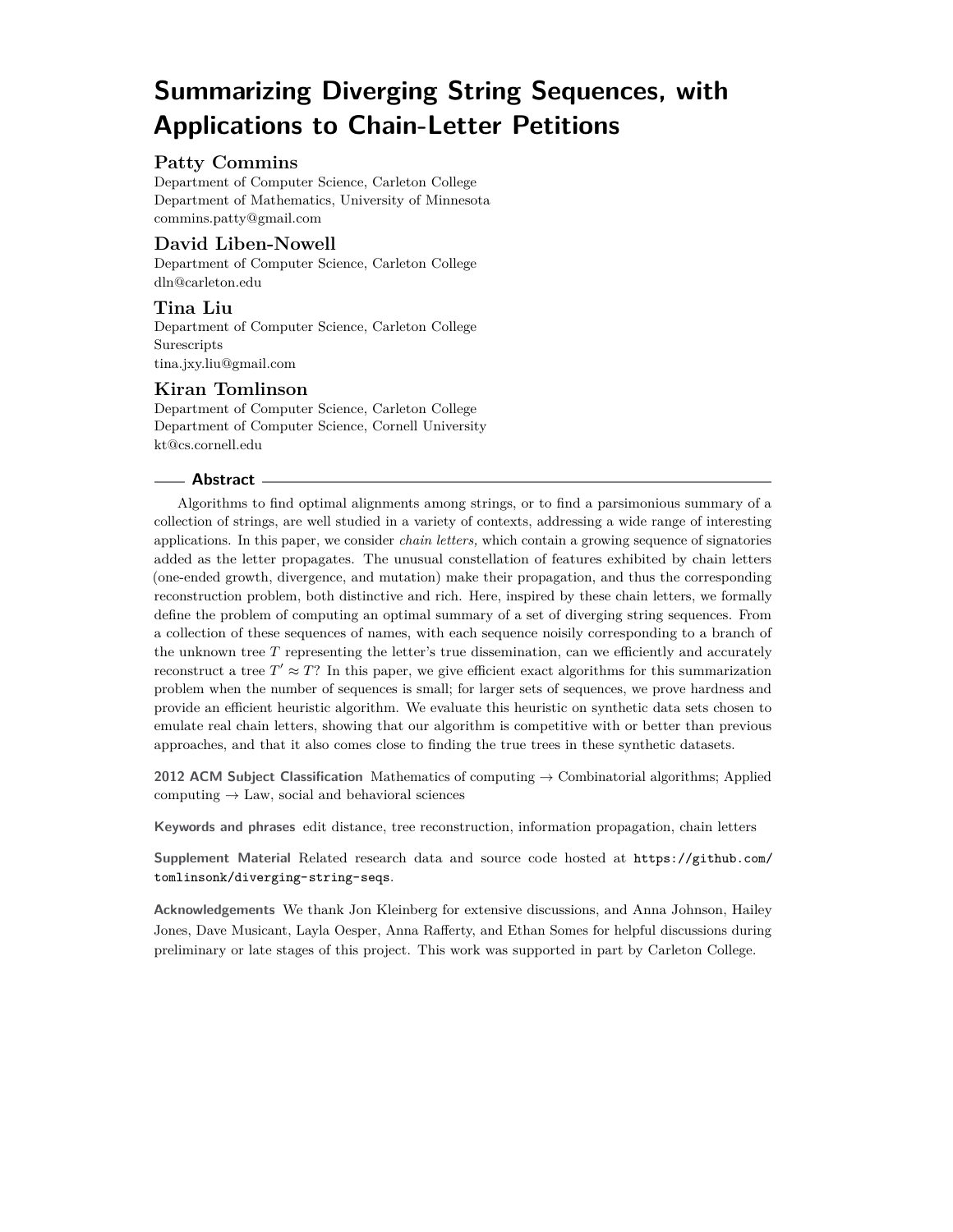# Summarizing Diverging String Sequences, with Applications to Chain-Letter Petitions

**Patty Commins**
Department of Computer Science, Carleton College
Department of Mathematics, University of Minnesota
commins.patty@gmail.com

**David Liben-Nowell**
Department of Computer Science, Carleton College
dln@carleton.edu

**Tina Liu**
Department of Computer Science, Carleton College
Surescripts
tina.jxy.liu@gmail.com

**Kiran Tomlinson**
Department of Computer Science, Carleton College
Department of Computer Science, Cornell University
kt@cs.cornell.edu

## Abstract

Algorithms to find optimal alignments among strings, or to find a parsimonious summary of a collection of strings, are well studied in a variety of contexts, addressing a wide range of interesting applications. In this paper, we consider *chain letters,* which contain a growing sequence of signatories added as the letter propagates. The unusual constellation of features exhibited by chain letters (one-ended growth, divergence, and mutation) make their propagation, and thus the corresponding reconstruction problem, both distinctive and rich. Here, inspired by these chain letters, we formally define the problem of computing an optimal summary of a set of diverging string sequences. From a collection of these sequences of names, with each sequence noisily corresponding to a branch of the unknown tree $T$ representing the letter's true dissemination, can we efficiently and accurately reconstruct a tree $T' \approx T$? In this paper, we give efficient exact algorithms for this summarization problem when the number of sequences is small; for larger sets of sequences, we prove hardness and provide an efficient heuristic algorithm. We evaluate this heuristic on synthetic data sets chosen to emulate real chain letters, showing that our algorithm is competitive with or better than previous approaches, and that it also comes close to finding the true trees in these synthetic datasets.

**2012 ACM Subject Classification** Mathematics of computing → Combinatorial algorithms; Applied computing → Law, social and behavioral sciences

**Keywords and phrases** edit distance, tree reconstruction, information propagation, chain letters

**Supplement Material** Related research data and source code hosted at `https://github.com/tomlinsonk/diverging-string-seqs`.

**Acknowledgements** We thank Jon Kleinberg for extensive discussions, and Anna Johnson, Hailey Jones, Dave Musicant, Layla Oesper, Anna Rafferty, and Ethan Somes for helpful discussions during preliminary or late stages of this project. This work was supported in part by Carleton College.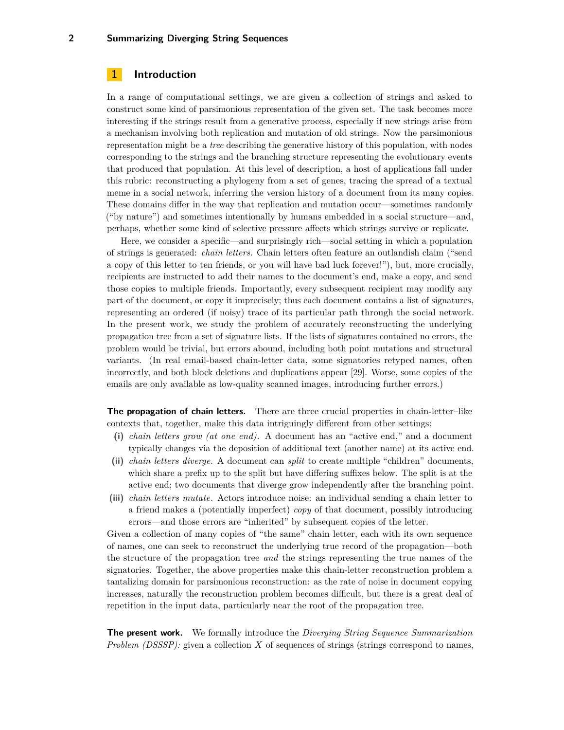## 1 Introduction

In a range of computational settings, we are given a collection of strings and asked to construct some kind of parsimonious representation of the given set. The task becomes more interesting if the strings result from a generative process, especially if new strings arise from a mechanism involving both replication and mutation of old strings. Now the parsimonious representation might be a *tree* describing the generative history of this population, with nodes corresponding to the strings and the branching structure representing the evolutionary events that produced that population. At this level of description, a host of applications fall under this rubric: reconstructing a phylogeny from a set of genes, tracing the spread of a textual meme in a social network, inferring the version history of a document from its many copies. These domains differ in the way that replication and mutation occur—sometimes randomly ("by nature") and sometimes intentionally by humans embedded in a social structure—and, perhaps, whether some kind of selective pressure affects which strings survive or replicate.

Here, we consider a specific—and surprisingly rich—social setting in which a population of strings is generated: *chain letters*. Chain letters often feature an outlandish claim ("send a copy of this letter to ten friends, or you will have bad luck forever!"), but, more crucially, recipients are instructed to add their names to the document's end, make a copy, and send those copies to multiple friends. Importantly, every subsequent recipient may modify any part of the document, or copy it imprecisely; thus each document contains a list of signatures, representing an ordered (if noisy) trace of its particular path through the social network. In the present work, we study the problem of accurately reconstructing the underlying propagation tree from a set of signature lists. If the lists of signatures contained no errors, the problem would be trivial, but errors abound, including both point mutations and structural variants. (In real email-based chain-letter data, some signatories retyped names, often incorrectly, and both block deletions and duplications appear [29]. Worse, some copies of the emails are only available as low-quality scanned images, introducing further errors.)

**The propagation of chain letters.** There are three crucial properties in chain-letter–like contexts that, together, make this data intriguingly different from other settings:

**(i)** *chain letters grow (at one end).* A document has an "active end," and a document typically changes via the deposition of additional text (another name) at its active end.

**(ii)** *chain letters diverge.* A document can *split* to create multiple "children" documents, which share a prefix up to the split but have differing suffixes below. The split is at the active end; two documents that diverge grow independently after the branching point.

**(iii)** *chain letters mutate.* Actors introduce noise: an individual sending a chain letter to a friend makes a (potentially imperfect) *copy* of that document, possibly introducing errors—and those errors are "inherited" by subsequent copies of the letter.

Given a collection of many copies of "the same" chain letter, each with its own sequence of names, one can seek to reconstruct the underlying true record of the propagation—both the structure of the propagation tree *and* the strings representing the true names of the signatories. Together, the above properties make this chain-letter reconstruction problem a tantalizing domain for parsimonious reconstruction: as the rate of noise in document copying increases, naturally the reconstruction problem becomes difficult, but there is a great deal of repetition in the input data, particularly near the root of the propagation tree.

**The present work.** We formally introduce the *Diverging String Sequence Summarization Problem (DSSSP):* given a collection $X$ of sequences of strings (strings correspond to names,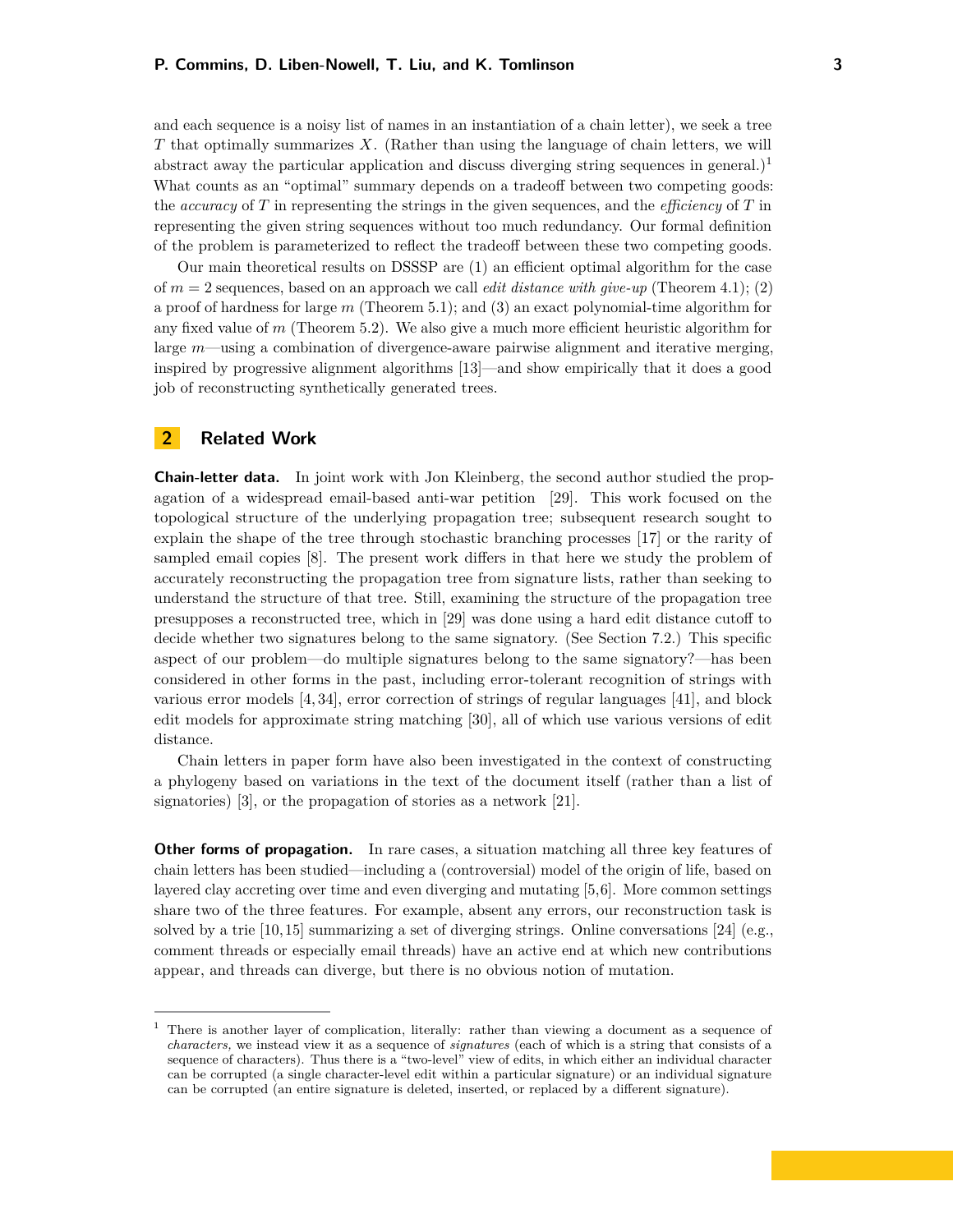and each sequence is a noisy list of names in an instantiation of a chain letter), we seek a tree $T$ that optimally summarizes $X$. (Rather than using the language of chain letters, we will abstract away the particular application and discuss diverging string sequences in general.)[1] What counts as an "optimal" summary depends on a tradeoff between two competing goods: the *accuracy* of $T$ in representing the strings in the given sequences, and the *efficiency* of $T$ in representing the given string sequences without too much redundancy. Our formal definition of the problem is parameterized to reflect the tradeoff between these two competing goods.

Our main theoretical results on DSSSP are (1) an efficient optimal algorithm for the case of $m = 2$ sequences, based on an approach we call *edit distance with give-up* (Theorem 4.1); (2) a proof of hardness for large $m$ (Theorem 5.1); and (3) an exact polynomial-time algorithm for any fixed value of $m$ (Theorem 5.2). We also give a much more efficient heuristic algorithm for large $m$—using a combination of divergence-aware pairwise alignment and iterative merging, inspired by progressive alignment algorithms [13]—and show empirically that it does a good job of reconstructing synthetically generated trees.

## 2 Related Work

**Chain-letter data.** In joint work with Jon Kleinberg, the second author studied the propagation of a widespread email-based anti-war petition [29]. This work focused on the topological structure of the underlying propagation tree; subsequent research sought to explain the shape of the tree through stochastic branching processes [17] or the rarity of sampled email copies [8]. The present work differs in that here we study the problem of accurately reconstructing the propagation tree from signature lists, rather than seeking to understand the structure of that tree. Still, examining the structure of the propagation tree presupposes a reconstructed tree, which in [29] was done using a hard edit distance cutoff to decide whether two signatures belong to the same signatory. (See Section 7.2.) This specific aspect of our problem—do multiple signatures belong to the same signatory?—has been considered in other forms in the past, including error-tolerant recognition of strings with various error models [4, 34], error correction of strings of regular languages [41], and block edit models for approximate string matching [30], all of which use various versions of edit distance.

Chain letters in paper form have also been investigated in the context of constructing a phylogeny based on variations in the text of the document itself (rather than a list of signatories) [3], or the propagation of stories as a network [21].

**Other forms of propagation.** In rare cases, a situation matching all three key features of chain letters has been studied—including a (controversial) model of the origin of life, based on layered clay accreting over time and even diverging and mutating [5,6]. More common settings share two of the three features. For example, absent any errors, our reconstruction task is solved by a trie [10,15] summarizing a set of diverging strings. Online conversations [24] (e.g., comment threads or especially email threads) have an active end at which new contributions appear, and threads can diverge, but there is no obvious notion of mutation.

---

[1] There is another layer of complication, literally: rather than viewing a document as a sequence of *characters,* we instead view it as a sequence of *signatures* (each of which is a string that consists of a sequence of characters). Thus there is a "two-level" view of edits, in which either an individual character can be corrupted (a single character-level edit within a particular signature) or an individual signature can be corrupted (an entire signature is deleted, inserted, or replaced by a different signature).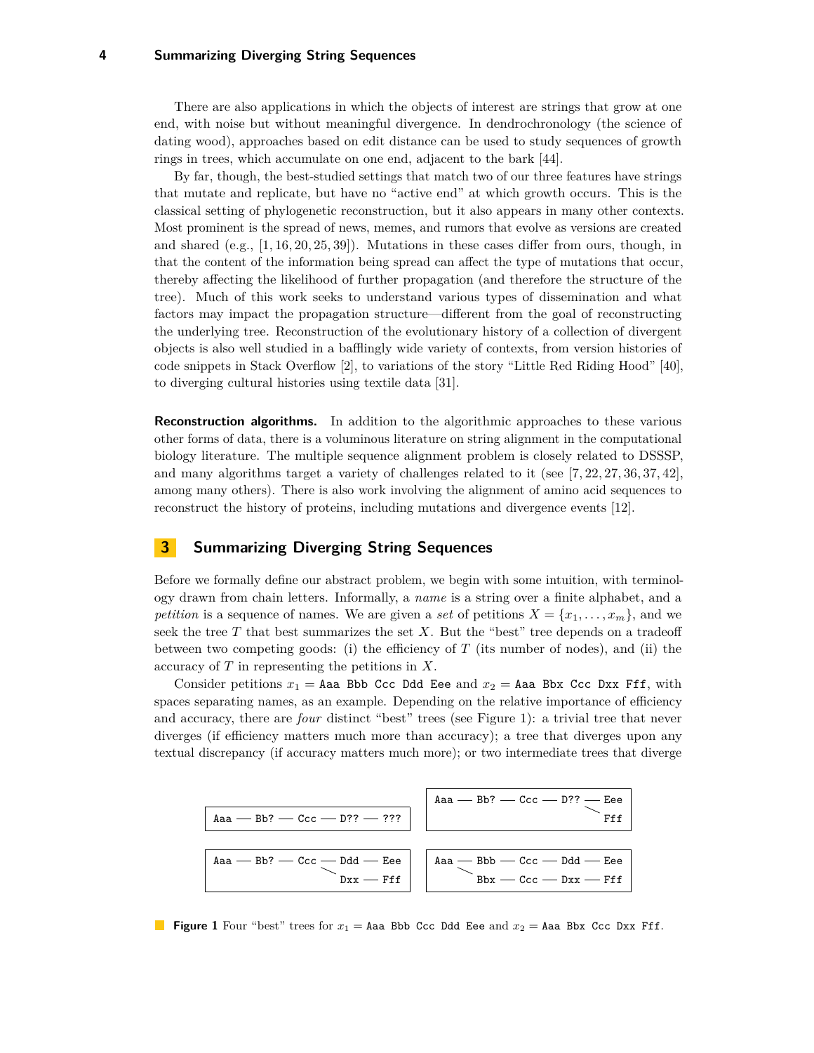There are also applications in which the objects of interest are strings that grow at one end, with noise but without meaningful divergence. In dendrochronology (the science of dating wood), approaches based on edit distance can be used to study sequences of growth rings in trees, which accumulate on one end, adjacent to the bark [44].

By far, though, the best-studied settings that match two of our three features have strings that mutate and replicate, but have no "active end" at which growth occurs. This is the classical setting of phylogenetic reconstruction, but it also appears in many other contexts. Most prominent is the spread of news, memes, and rumors that evolve as versions are created and shared (e.g., [1, 16, 20, 25, 39]). Mutations in these cases differ from ours, though, in that the content of the information being spread can affect the type of mutations that occur, thereby affecting the likelihood of further propagation (and therefore the structure of the tree). Much of this work seeks to understand various types of dissemination and what factors may impact the propagation structure—different from the goal of reconstructing the underlying tree. Reconstruction of the evolutionary history of a collection of divergent objects is also well studied in a bafflingly wide variety of contexts, from version histories of code snippets in Stack Overflow [2], to variations of the story "Little Red Riding Hood" [40], to diverging cultural histories using textile data [31].

**Reconstruction algorithms.** In addition to the algorithmic approaches to these various other forms of data, there is a voluminous literature on string alignment in the computational biology literature. The multiple sequence alignment problem is closely related to DSSSP, and many algorithms target a variety of challenges related to it (see [7, 22, 27, 36, 37, 42], among many others). There is also work involving the alignment of amino acid sequences to reconstruct the history of proteins, including mutations and divergence events [12].

## 3 Summarizing Diverging String Sequences

Before we formally define our abstract problem, we begin with some intuition, with terminology drawn from chain letters. Informally, a *name* is a string over a finite alphabet, and a *petition* is a sequence of names. We are given a *set* of petitions $X = \{x_1, \ldots, x_m\}$, and we seek the tree $T$ that best summarizes the set $X$. But the "best" tree depends on a tradeoff between two competing goods: (i) the efficiency of $T$ (its number of nodes), and (ii) the accuracy of $T$ in representing the petitions in $X$.

Consider petitions $x_1$ = `Aaa Bbb Ccc Ddd Eee` and $x_2$ = `Aaa Bbx Ccc Dxx Fff`, with spaces separating names, as an example. Depending on the relative importance of efficiency and accuracy, there are *four* distinct "best" trees (see Figure 1): a trivial tree that never diverges (if efficiency matters much more than accuracy); a tree that diverges upon any textual discrepancy (if accuracy matters much more); or two intermediate trees that diverge

```
Aaa — Bb? — Ccc — D?? — ???

Aaa — Bb? — Ccc — D?? — Eee
                      \ Fff

Aaa — Bb? — Ccc — Ddd — Eee
                \ Dxx — Fff

Aaa — Bbb — Ccc — Ddd — Eee
    \ Bbx — Ccc — Dxx — Fff
```

**Figure 1** Four "best" trees for $x_1$ = `Aaa Bbb Ccc Ddd Eee` and $x_2$ = `Aaa Bbx Ccc Dxx Fff`.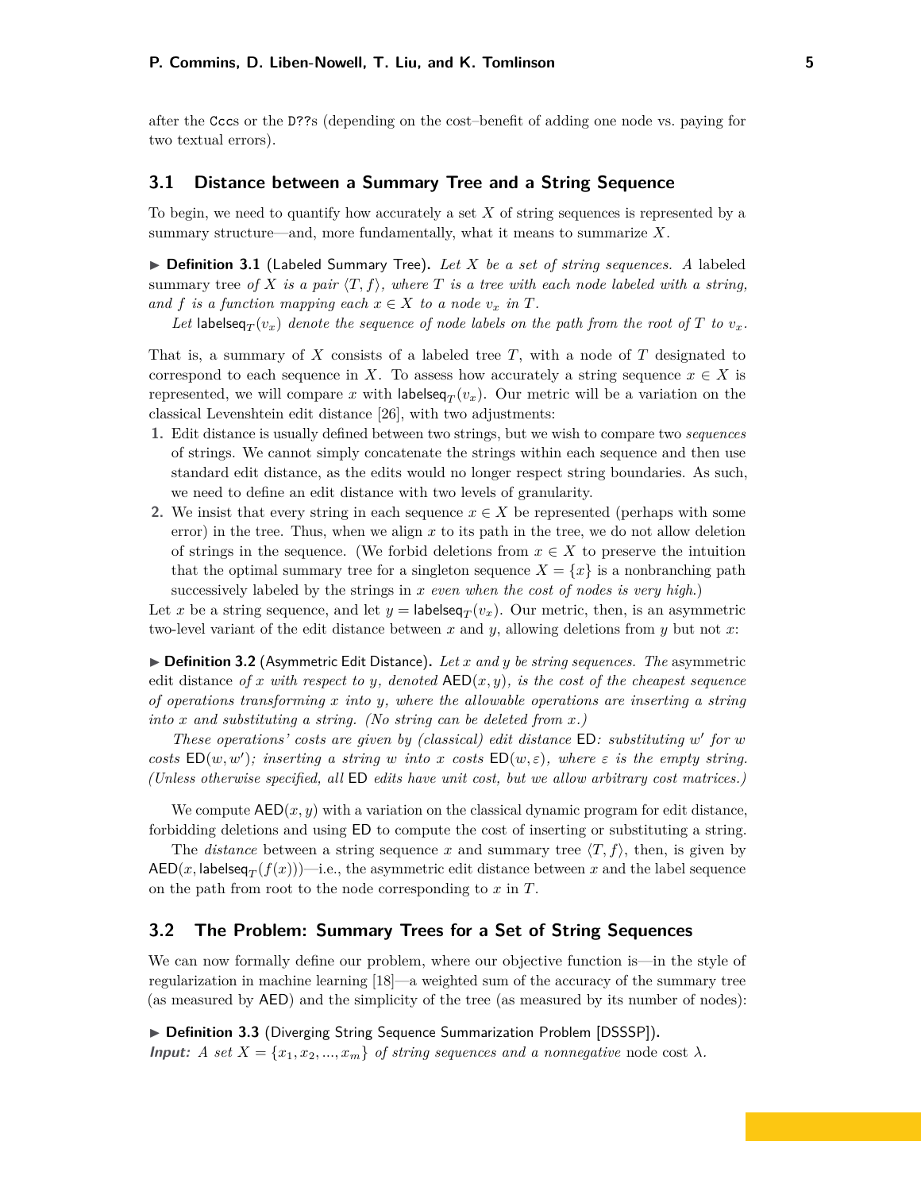after the `Cccs` or the `D??s` (depending on the cost–benefit of adding one node vs. paying for two textual errors).

## 3.1 Distance between a Summary Tree and a String Sequence

To begin, we need to quantify how accurately a set $X$ of string sequences is represented by a summary structure—and, more fundamentally, what it means to summarize $X$.

▶ **Definition 3.1** (Labeled Summary Tree)**.** *Let $X$ be a set of string sequences. A* labeled summary tree *of $X$ is a pair $\langle T, f \rangle$, where $T$ is a tree with each node labeled with a string, and $f$ is a function mapping each $x \in X$ to a node $v_x$ in $T$.*

*Let $\mathsf{labelseq}_T(v_x)$ denote the sequence of node labels on the path from the root of $T$ to $v_x$.*

That is, a summary of $X$ consists of a labeled tree $T$, with a node of $T$ designated to correspond to each sequence in $X$. To assess how accurately a string sequence $x \in X$ is represented, we will compare $x$ with $\mathsf{labelseq}_T(v_x)$. Our metric will be a variation on the classical Levenshtein edit distance [26], with two adjustments:

1. Edit distance is usually defined between two strings, but we wish to compare two *sequences* of strings. We cannot simply concatenate the strings within each sequence and then use standard edit distance, as the edits would no longer respect string boundaries. As such, we need to define an edit distance with two levels of granularity.
2. We insist that every string in each sequence $x \in X$ be represented (perhaps with some error) in the tree. Thus, when we align $x$ to its path in the tree, we do not allow deletion of strings in the sequence. (We forbid deletions from $x \in X$ to preserve the intuition that the optimal summary tree for a singleton sequence $X = \{x\}$ is a nonbranching path successively labeled by the strings in $x$ *even when the cost of nodes is very high*.)

Let $x$ be a string sequence, and let $y = \mathsf{labelseq}_T(v_x)$. Our metric, then, is an asymmetric two-level variant of the edit distance between $x$ and $y$, allowing deletions from $y$ but not $x$:

▶ **Definition 3.2** (Asymmetric Edit Distance)**.** *Let $x$ and $y$ be string sequences. The* asymmetric edit distance *of $x$ with respect to $y$, denoted $\mathsf{AED}(x, y)$, is the cost of the cheapest sequence of operations transforming $x$ into $y$, where the allowable operations are inserting a string into $x$ and substituting a string. (No string can be deleted from $x$.)*

*These operations' costs are given by (classical) edit distance $\mathsf{ED}$: substituting $w'$ for $w$ costs $\mathsf{ED}(w, w')$; inserting a string $w$ into $x$ costs $\mathsf{ED}(w, \varepsilon)$, where $\varepsilon$ is the empty string. (Unless otherwise specified, all $\mathsf{ED}$ edits have unit cost, but we allow arbitrary cost matrices.)*

We compute $\mathsf{AED}(x, y)$ with a variation on the classical dynamic program for edit distance, forbidding deletions and using $\mathsf{ED}$ to compute the cost of inserting or substituting a string.

The *distance* between a string sequence $x$ and summary tree $\langle T, f \rangle$, then, is given by $\mathsf{AED}(x, \mathsf{labelseq}_T(f(x)))$—i.e., the asymmetric edit distance between $x$ and the label sequence on the path from root to the node corresponding to $x$ in $T$.

## 3.2 The Problem: Summary Trees for a Set of String Sequences

We can now formally define our problem, where our objective function is—in the style of regularization in machine learning [18]—a weighted sum of the accuracy of the summary tree (as measured by $\mathsf{AED}$) and the simplicity of the tree (as measured by its number of nodes):

▶ **Definition 3.3** (Diverging String Sequence Summarization Problem [DSSSP])**.**
***Input:*** *A set $X = \{x_1, x_2, ..., x_m\}$ of string sequences and a nonnegative* node cost *$\lambda$.*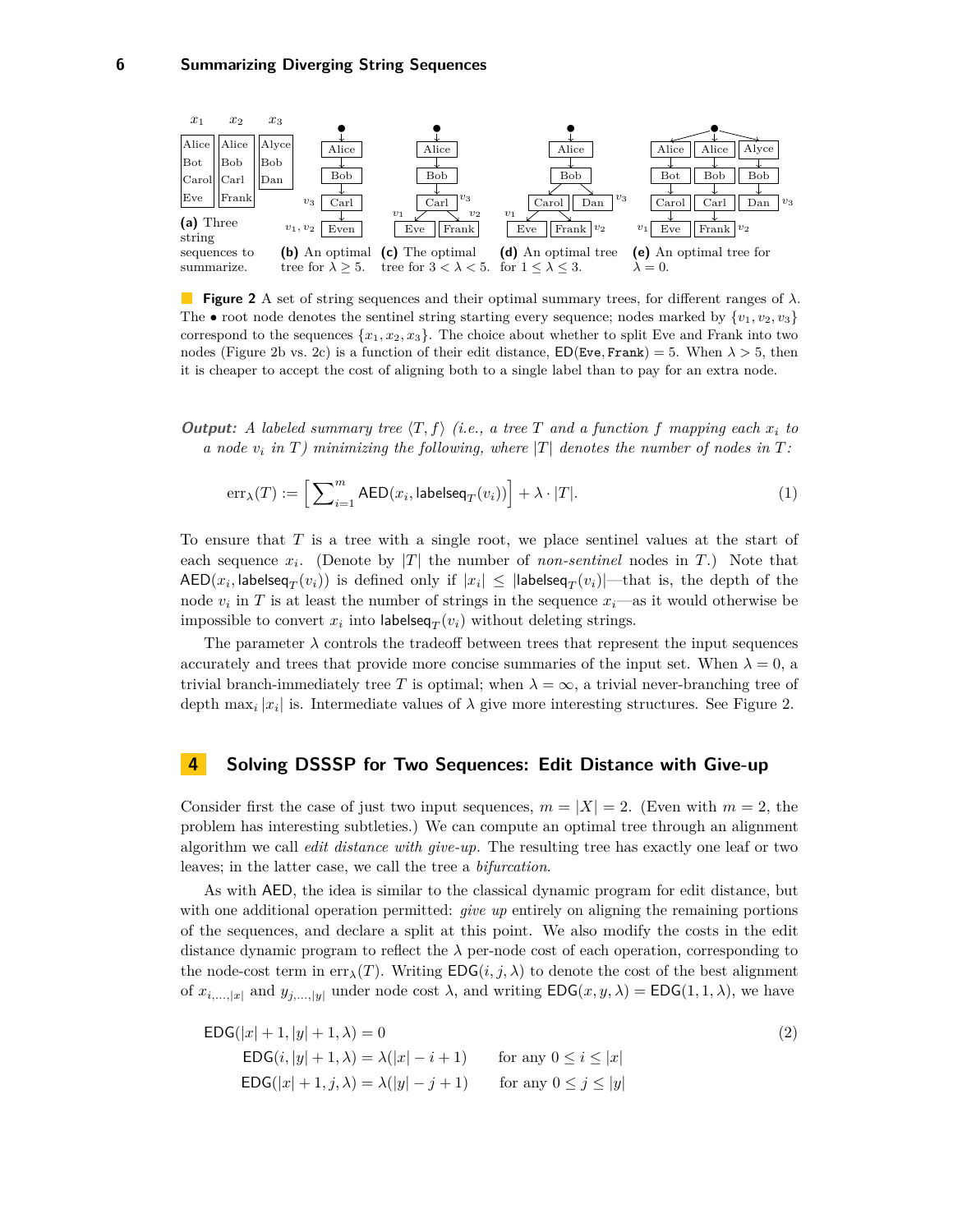(a) Three string sequences to summarize.

| $x_1$ | $x_2$ | $x_3$ |
|---|---|---|
| Alice | Alice | Alyce |
| Bot | Bob | Bob |
| Carol | Carl | Dan |
| Eve | Frank | |

(b) An optimal tree for $\lambda \geq 5$. (c) The optimal tree for $3 < \lambda < 5$. (d) An optimal tree for $1 \leq \lambda \leq 3$. (e) An optimal tree for $\lambda = 0$.

**Figure 2** A set of string sequences and their optimal summary trees, for different ranges of $\lambda$. The • root node denotes the sentinel string starting every sequence; nodes marked by $\{v_1, v_2, v_3\}$ correspond to the sequences $\{x_1, x_2, x_3\}$. The choice about whether to split Eve and Frank into two nodes (Figure 2b vs. 2c) is a function of their edit distance, $\mathsf{ED}(\texttt{Eve}, \texttt{Frank}) = 5$. When $\lambda > 5$, then it is cheaper to accept the cost of aligning both to a single label than to pay for an extra node.

***Output:*** *A labeled summary tree $\langle T, f \rangle$ (i.e., a tree $T$ and a function $f$ mapping each $x_i$ to a node $v_i$ in $T$) minimizing the following, where $|T|$ denotes the number of nodes in $T$:*

$$\text{err}_\lambda(T) := \left[ \sum_{i=1}^{m} \mathsf{AED}(x_i, \mathsf{labelseq}_T(v_i)) \right] + \lambda \cdot |T|. \tag{1}$$

To ensure that $T$ is a tree with a single root, we place sentinel values at the start of each sequence $x_i$. (Denote by $|T|$ the number of *non-sentinel* nodes in $T$.) Note that $\mathsf{AED}(x_i, \mathsf{labelseq}_T(v_i))$ is defined only if $|x_i| \leq |\mathsf{labelseq}_T(v_i)|$—that is, the depth of the node $v_i$ in $T$ is at least the number of strings in the sequence $x_i$—as it would otherwise be impossible to convert $x_i$ into $\mathsf{labelseq}_T(v_i)$ without deleting strings.

The parameter $\lambda$ controls the tradeoff between trees that represent the input sequences accurately and trees that provide more concise summaries of the input set. When $\lambda = 0$, a trivial branch-immediately tree $T$ is optimal; when $\lambda = \infty$, a trivial never-branching tree of depth $\max_i |x_i|$ is. Intermediate values of $\lambda$ give more interesting structures. See Figure 2.

## 4 Solving DSSSP for Two Sequences: Edit Distance with Give-up

Consider first the case of just two input sequences, $m = |X| = 2$. (Even with $m = 2$, the problem has interesting subtleties.) We can compute an optimal tree through an alignment algorithm we call *edit distance with give-up*. The resulting tree has exactly one leaf or two leaves; in the latter case, we call the tree a *bifurcation*.

As with $\mathsf{AED}$, the idea is similar to the classical dynamic program for edit distance, but with one additional operation permitted: *give up* entirely on aligning the remaining portions of the sequences, and declare a split at this point. We also modify the costs in the edit distance dynamic program to reflect the $\lambda$ per-node cost of each operation, corresponding to the node-cost term in $\text{err}_\lambda(T)$. Writing $\mathsf{EDG}(i, j, \lambda)$ to denote the cost of the best alignment of $x_{i,\ldots,|x|}$ and $y_{j,\ldots,|y|}$ under node cost $\lambda$, and writing $\mathsf{EDG}(x, y, \lambda) = \mathsf{EDG}(1, 1, \lambda)$, we have

$$\begin{aligned}
&\mathsf{EDG}(|x|+1, |y|+1, \lambda) = 0 \\
&\quad \mathsf{EDG}(i, |y|+1, \lambda) = \lambda(|x| - i + 1) \qquad \text{for any } 0 \leq i \leq |x| \\
&\quad \mathsf{EDG}(|x|+1, j, \lambda) = \lambda(|y| - j + 1) \qquad \text{for any } 0 \leq j \leq |y|
\end{aligned} \tag{2}$$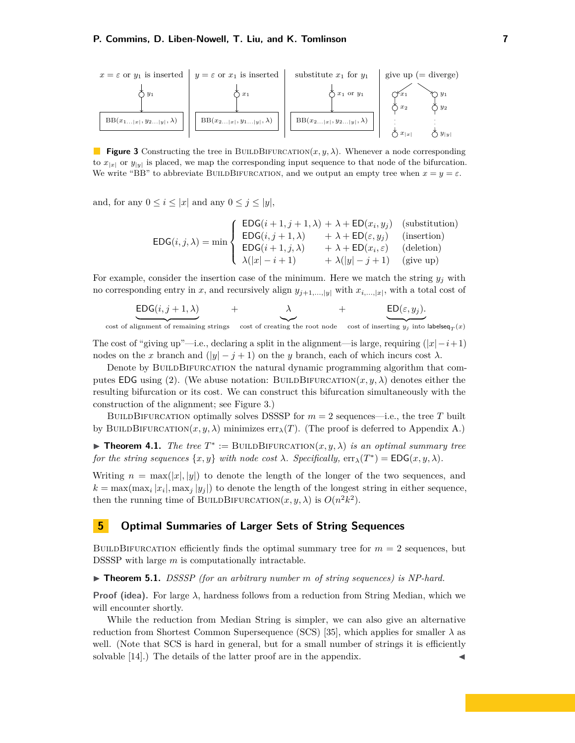**Figure 3** Constructing the tree in BuildBifurcation$(x, y, \lambda)$. Whenever a node corresponding to $x_{|x|}$ or $y_{|y|}$ is placed, we map the corresponding input sequence to that node of the bifurcation. We write "BB" to abbreviate BuildBifurcation, and we output an empty tree when $x = y = \varepsilon$.

and, for any $0 \leq i \leq |x|$ and any $0 \leq j \leq |y|$,

$$\mathsf{EDG}(i, j, \lambda) = \min \begin{cases} \mathsf{EDG}(i+1, j+1, \lambda) + \lambda + \mathsf{ED}(x_i, y_j) & \text{(substitution)} \\ \mathsf{EDG}(i, j+1, \lambda) \quad\; + \lambda + \mathsf{ED}(\varepsilon, y_j) & \text{(insertion)} \\ \mathsf{EDG}(i+1, j, \lambda) \quad\; + \lambda + \mathsf{ED}(x_i, \varepsilon) & \text{(deletion)} \\ \lambda(|x| - i + 1) \qquad\;\; + \lambda(|y| - j + 1) & \text{(give up)} \end{cases}$$

For example, consider the insertion case of the minimum. Here we match the string $y_j$ with no corresponding entry in $x$, and recursively align $y_{j+1,\ldots,|y|}$ with $x_{i,\ldots,|x|}$, with a total cost of

$$\underbrace{\mathsf{EDG}(i, j+1, \lambda)}_{\text{cost of alignment of remaining strings}} \quad + \quad \underbrace{\lambda}_{\text{cost of creating the root node}} \quad + \quad \underbrace{\mathsf{ED}(\varepsilon, y_j)}_{\text{cost of inserting } y_j \text{ into } \mathsf{labelseq}_T(x)}.$$

The cost of "giving up"—i.e., declaring a split in the alignment—is large, requiring $(|x| - i + 1)$ nodes on the $x$ branch and $(|y| - j + 1)$ on the $y$ branch, each of which incurs cost $\lambda$.

Denote by BuildBifurcation the natural dynamic programming algorithm that computes $\mathsf{EDG}$ using (2). (We abuse notation: BuildBifurcation$(x, y, \lambda)$ denotes either the resulting bifurcation or its cost. We can construct this bifurcation simultaneously with the construction of the alignment; see Figure 3.)

BuildBifurcation optimally solves DSSSP for $m = 2$ sequences—i.e., the tree $T$ built by BuildBifurcation$(x, y, \lambda)$ minimizes $\text{err}_\lambda(T)$. (The proof is deferred to Appendix A.)

▶ **Theorem 4.1.** *The tree $T^* :=$ BuildBifurcation$(x, y, \lambda)$ is an optimal summary tree for the string sequences $\{x, y\}$ with node cost $\lambda$. Specifically, $\text{err}_\lambda(T^*) = \mathsf{EDG}(x, y, \lambda)$.*

Writing $n = \max(|x|, |y|)$ to denote the length of the longer of the two sequences, and $k = \max(\max_i |x_i|, \max_j |y_j|)$ to denote the length of the longest string in either sequence, then the running time of BuildBifurcation$(x, y, \lambda)$ is $O(n^2 k^2)$.

## 5 Optimal Summaries of Larger Sets of String Sequences

BuildBifurcation efficiently finds the optimal summary tree for $m = 2$ sequences, but DSSSP with large $m$ is computationally intractable.

▶ **Theorem 5.1.** *DSSSP (for an arbitrary number $m$ of string sequences) is NP-hard.*

**Proof (idea).** For large $\lambda$, hardness follows from a reduction from String Median, which we will encounter shortly.

While the reduction from Median String is simpler, we can also give an alternative reduction from Shortest Common Supersequence (SCS) [35], which applies for smaller $\lambda$ as well. (Note that SCS is hard in general, but for a small number of strings it is efficiently solvable [14].) The details of the latter proof are in the appendix. ◀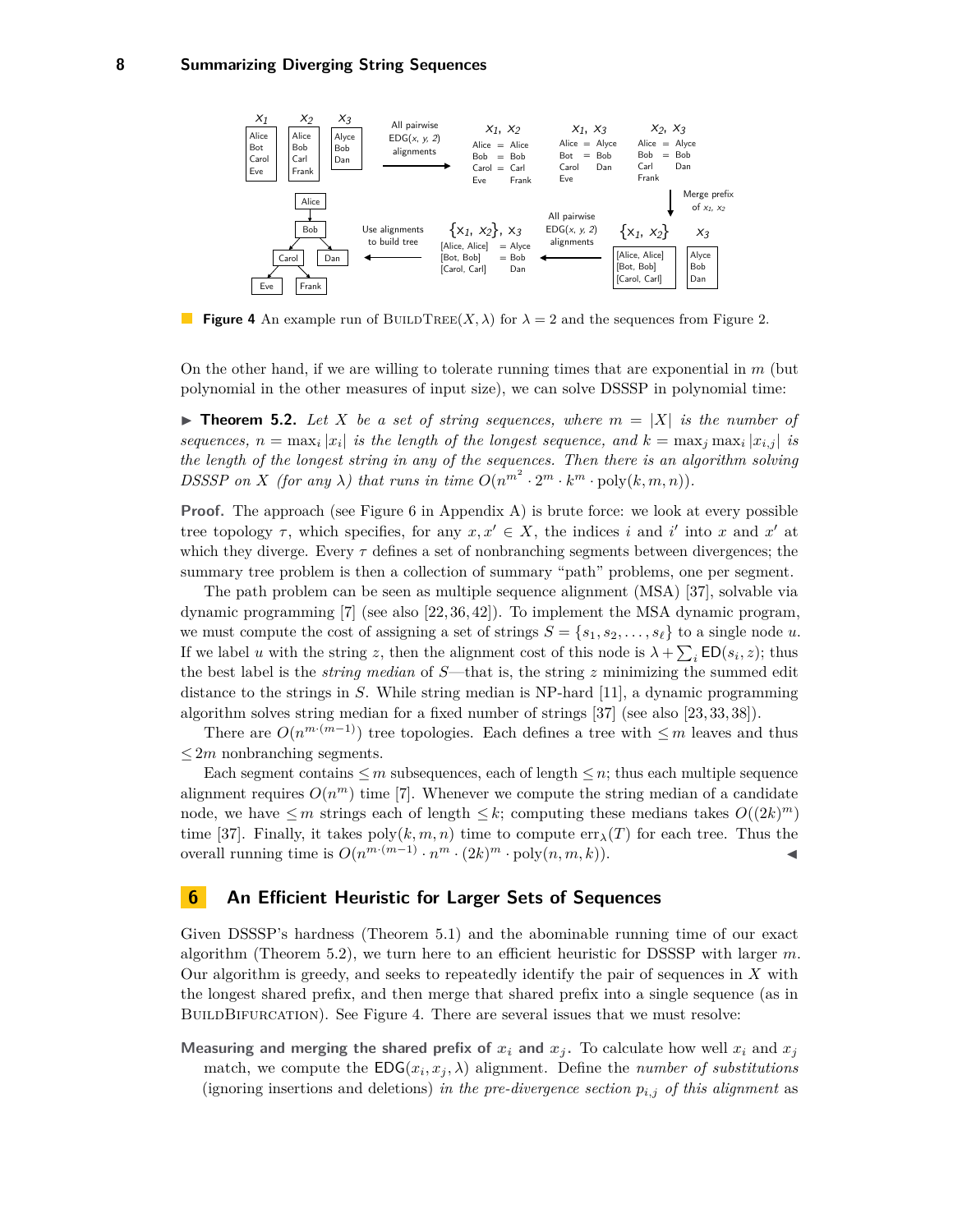**Figure 4** An example run of BuildTree($X, \lambda$) for $\lambda = 2$ and the sequences from Figure 2.

On the other hand, if we are willing to tolerate running times that are exponential in $m$ (but polynomial in the other measures of input size), we can solve DSSSP in polynomial time:

▶ **Theorem 5.2.** *Let $X$ be a set of string sequences, where $m = |X|$ is the number of sequences, $n = \max_i |x_i|$ is the length of the longest sequence, and $k = \max_j \max_i |x_{i,j}|$ is the length of the longest string in any of the sequences. Then there is an algorithm solving DSSSP on $X$ (for any $\lambda$) that runs in time $O(n^{m^2} \cdot 2^m \cdot k^m \cdot \text{poly}(k, m, n))$.*

**Proof.** The approach (see Figure 6 in Appendix A) is brute force: we look at every possible tree topology $\tau$, which specifies, for any $x, x' \in X$, the indices $i$ and $i'$ into $x$ and $x'$ at which they diverge. Every $\tau$ defines a set of nonbranching segments between divergences; the summary tree problem is then a collection of summary "path" problems, one per segment.

The path problem can be seen as multiple sequence alignment (MSA) [37], solvable via dynamic programming [7] (see also [22, 36, 42]). To implement the MSA dynamic program, we must compute the cost of assigning a set of strings $S = \{s_1, s_2, \ldots, s_\ell\}$ to a single node $u$. If we label $u$ with the string $z$, then the alignment cost of this node is $\lambda + \sum_i \mathsf{ED}(s_i, z)$; thus the best label is the *string median* of $S$—that is, the string $z$ minimizing the summed edit distance to the strings in $S$. While string median is NP-hard [11], a dynamic programming algorithm solves string median for a fixed number of strings [37] (see also [23, 33, 38]).

There are $O(n^{m \cdot (m-1)})$ tree topologies. Each defines a tree with $\leq m$ leaves and thus $\leq 2m$ nonbranching segments.

Each segment contains $\leq m$ subsequences, each of length $\leq n$; thus each multiple sequence alignment requires $O(n^m)$ time [7]. Whenever we compute the string median of a candidate node, we have $\leq m$ strings each of length $\leq k$; computing these medians takes $O((2k)^m)$ time [37]. Finally, it takes $\text{poly}(k, m, n)$ time to compute $\text{err}_\lambda(T)$ for each tree. Thus the overall running time is $O(n^{m \cdot (m-1)} \cdot n^m \cdot (2k)^m \cdot \text{poly}(n, m, k))$. ◀

## 6 An Efficient Heuristic for Larger Sets of Sequences

Given DSSSP's hardness (Theorem 5.1) and the abominable running time of our exact algorithm (Theorem 5.2), we turn here to an efficient heuristic for DSSSP with larger $m$. Our algorithm is greedy, and seeks to repeatedly identify the pair of sequences in $X$ with the longest shared prefix, and then merge that shared prefix into a single sequence (as in BuildBifurcation). See Figure 4. There are several issues that we must resolve:

**Measuring and merging the shared prefix of $x_i$ and $x_j$.** To calculate how well $x_i$ and $x_j$ match, we compute the $\mathsf{EDG}(x_i, x_j, \lambda)$ alignment. Define the *number of substitutions* (ignoring insertions and deletions) *in the pre-divergence section $p_{i,j}$ of this alignment* as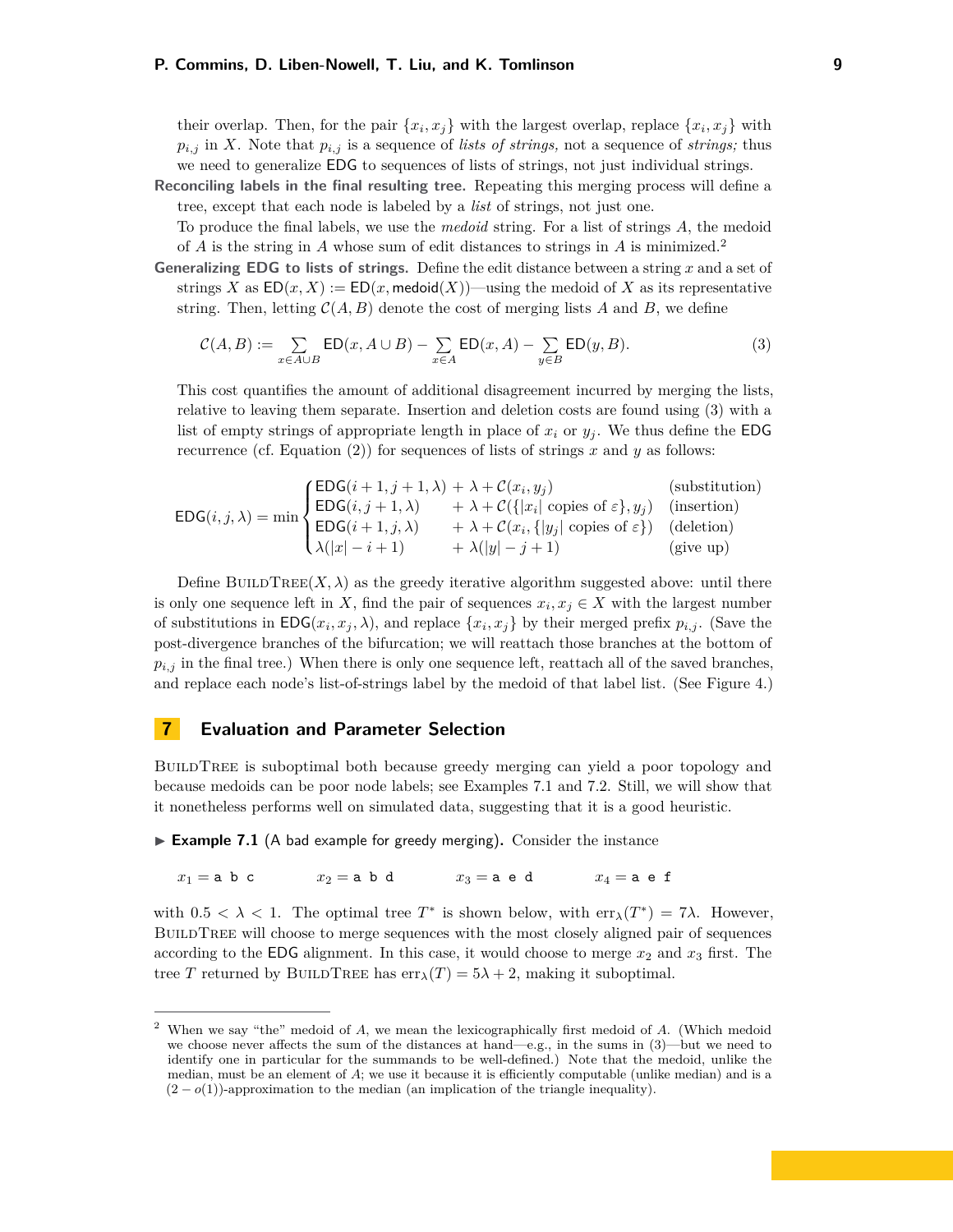their overlap. Then, for the pair $\{x_i, x_j\}$ with the largest overlap, replace $\{x_i, x_j\}$ with $p_{i,j}$ in $X$. Note that $p_{i,j}$ is a sequence of *lists of strings,* not a sequence of *strings;* thus we need to generalize EDG to sequences of lists of strings, not just individual strings.

**Reconciling labels in the final resulting tree.** Repeating this merging process will define a tree, except that each node is labeled by a *list* of strings, not just one.

To produce the final labels, we use the *medoid* string. For a list of strings $A$, the medoid of $A$ is the string in $A$ whose sum of edit distances to strings in $A$ is minimized.[2]

**Generalizing EDG to lists of strings.** Define the edit distance between a string $x$ and a set of strings $X$ as $\mathsf{ED}(x, X) := \mathsf{ED}(x, \mathsf{medoid}(X))$—using the medoid of $X$ as its representative string. Then, letting $\mathcal{C}(A, B)$ denote the cost of merging lists $A$ and $B$, we define

$$\mathcal{C}(A, B) := \sum_{x \in A \cup B} \mathsf{ED}(x, A \cup B) - \sum_{x \in A} \mathsf{ED}(x, A) - \sum_{y \in B} \mathsf{ED}(y, B). \tag{3}$$

This cost quantifies the amount of additional disagreement incurred by merging the lists, relative to leaving them separate. Insertion and deletion costs are found using (3) with a list of empty strings of appropriate length in place of $x_i$ or $y_j$. We thus define the EDG recurrence (cf. Equation (2)) for sequences of lists of strings $x$ and $y$ as follows:

$$\mathsf{EDG}(i, j, \lambda) = \min \begin{cases} \mathsf{EDG}(i+1, j+1, \lambda) \;+\; \lambda + \mathcal{C}(x_i, y_j) & \text{(substitution)} \\ \mathsf{EDG}(i, j+1, \lambda) \quad\;\; + \; \lambda + \mathcal{C}(\{|x_i| \text{ copies of } \varepsilon\}, y_j) & \text{(insertion)} \\ \mathsf{EDG}(i+1, j, \lambda) \quad\;\; + \; \lambda + \mathcal{C}(x_i, \{|y_j| \text{ copies of } \varepsilon\}) & \text{(deletion)} \\ \lambda(|x| - i + 1) \qquad\quad\; + \; \lambda(|y| - j + 1) & \text{(give up)} \end{cases}$$

Define $\textsc{BuildTree}(X, \lambda)$ as the greedy iterative algorithm suggested above: until there is only one sequence left in $X$, find the pair of sequences $x_i, x_j \in X$ with the largest number of substitutions in $\mathsf{EDG}(x_i, x_j, \lambda)$, and replace $\{x_i, x_j\}$ by their merged prefix $p_{i,j}$. (Save the post-divergence branches of the bifurcation; we will reattach those branches at the bottom of $p_{i,j}$ in the final tree.) When there is only one sequence left, reattach all of the saved branches, and replace each node's list-of-strings label by the medoid of that label list. (See Figure 4.)

## 7 Evaluation and Parameter Selection

$\textsc{BuildTree}$ is suboptimal both because greedy merging can yield a poor topology and because medoids can be poor node labels; see Examples 7.1 and 7.2. Still, we will show that it nonetheless performs well on simulated data, suggesting that it is a good heuristic.

▶ **Example 7.1** (A bad example for greedy merging)**.** Consider the instance

$x_1 = \texttt{a b c}$ $\qquad$ $x_2 = \texttt{a b d}$ $\qquad$ $x_3 = \texttt{a e d}$ $\qquad$ $x_4 = \texttt{a e f}$

with $0.5 < \lambda < 1$. The optimal tree $T^*$ is shown below, with $\mathrm{err}_\lambda(T^*) = 7\lambda$. However, $\textsc{BuildTree}$ will choose to merge sequences with the most closely aligned pair of sequences according to the EDG alignment. In this case, it would choose to merge $x_2$ and $x_3$ first. The tree $T$ returned by $\textsc{BuildTree}$ has $\mathrm{err}_\lambda(T) = 5\lambda + 2$, making it suboptimal.

---

[2] When we say "the" medoid of $A$, we mean the lexicographically first medoid of $A$. (Which medoid we choose never affects the sum of the distances at hand—e.g., in the sums in (3)—but we need to identify one in particular for the summands to be well-defined.) Note that the medoid, unlike the median, must be an element of $A$; we use it because it is efficiently computable (unlike median) and is a $(2 - o(1))$-approximation to the median (an implication of the triangle inequality).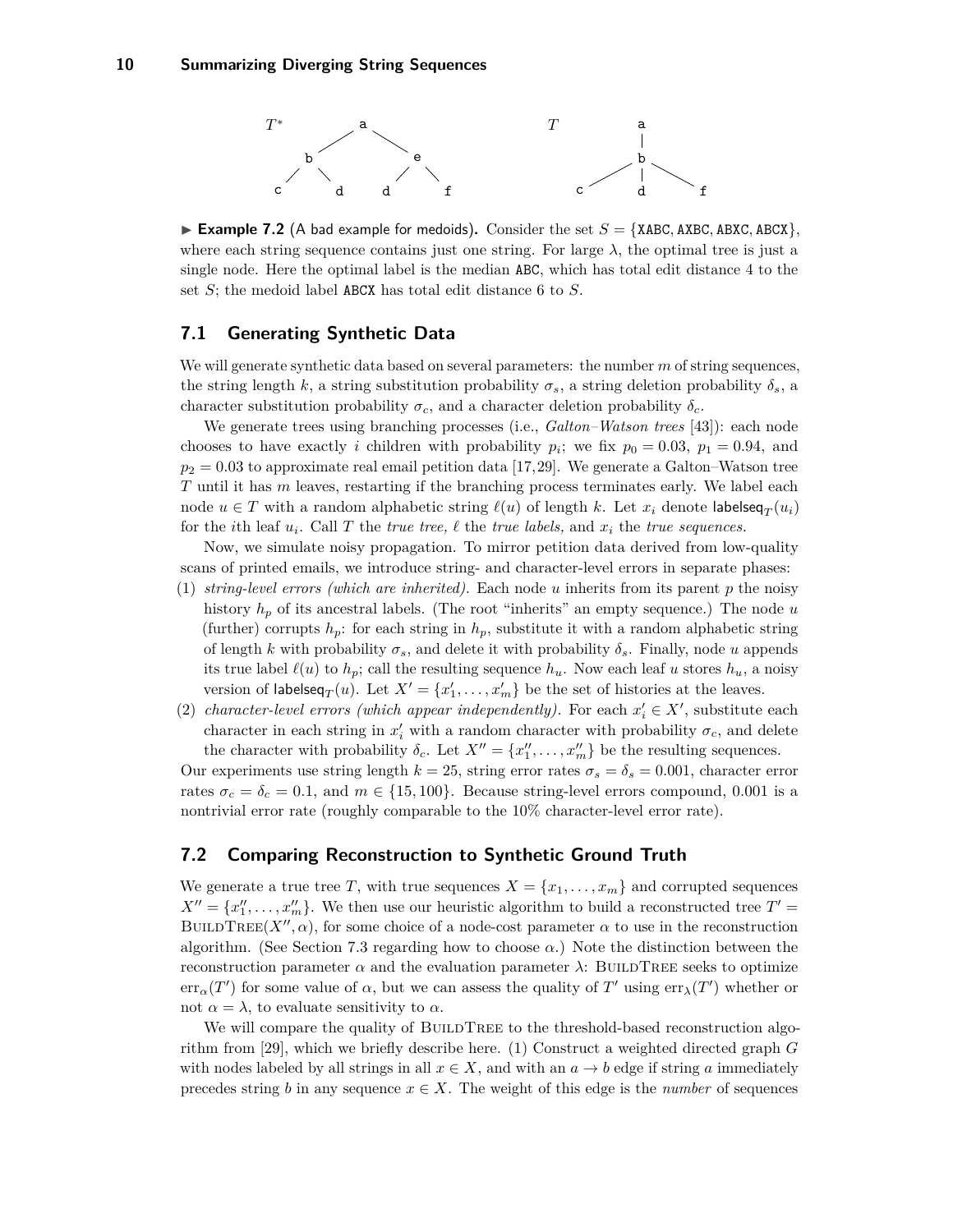$T^*$: a → (b → c, d), (e → d, f)

$T$: a → b → c, d, f

▶ **Example 7.2** (A bad example for medoids). Consider the set $S = \{\texttt{XABC}, \texttt{AXBC}, \texttt{ABXC}, \texttt{ABCX}\}$, where each string sequence contains just one string. For large $\lambda$, the optimal tree is just a single node. Here the optimal label is the median ABC, which has total edit distance 4 to the set $S$; the medoid label ABCX has total edit distance 6 to $S$.

## 7.1 Generating Synthetic Data

We will generate synthetic data based on several parameters: the number $m$ of string sequences, the string length $k$, a string substitution probability $\sigma_s$, a string deletion probability $\delta_s$, a character substitution probability $\sigma_c$, and a character deletion probability $\delta_c$.

We generate trees using branching processes (i.e., *Galton–Watson trees* [43]): each node chooses to have exactly $i$ children with probability $p_i$; we fix $p_0 = 0.03$, $p_1 = 0.94$, and $p_2 = 0.03$ to approximate real email petition data [17,29]. We generate a Galton–Watson tree $T$ until it has $m$ leaves, restarting if the branching process terminates early. We label each node $u \in T$ with a random alphabetic string $\ell(u)$ of length $k$. Let $x_i$ denote $\mathsf{labelseq}_T(u_i)$ for the $i$th leaf $u_i$. Call $T$ the *true tree,* $\ell$ the *true labels,* and $x_i$ the *true sequences.*

Now, we simulate noisy propagation. To mirror petition data derived from low-quality scans of printed emails, we introduce string- and character-level errors in separate phases:

(1) *string-level errors (which are inherited).* Each node $u$ inherits from its parent $p$ the noisy history $h_p$ of its ancestral labels. (The root "inherits" an empty sequence.) The node $u$ (further) corrupts $h_p$: for each string in $h_p$, substitute it with a random alphabetic string of length $k$ with probability $\sigma_s$, and delete it with probability $\delta_s$. Finally, node $u$ appends its true label $\ell(u)$ to $h_p$; call the resulting sequence $h_u$. Now each leaf $u$ stores $h_u$, a noisy version of $\mathsf{labelseq}_T(u)$. Let $X' = \{x'_1, \ldots, x'_m\}$ be the set of histories at the leaves.

(2) *character-level errors (which appear independently).* For each $x'_i \in X'$, substitute each character in each string in $x'_i$ with a random character with probability $\sigma_c$, and delete the character with probability $\delta_c$. Let $X'' = \{x''_1, \ldots, x''_m\}$ be the resulting sequences.

Our experiments use string length $k = 25$, string error rates $\sigma_s = \delta_s = 0.001$, character error rates $\sigma_c = \delta_c = 0.1$, and $m \in \{15, 100\}$. Because string-level errors compound, 0.001 is a nontrivial error rate (roughly comparable to the 10% character-level error rate).

## 7.2 Comparing Reconstruction to Synthetic Ground Truth

We generate a true tree $T$, with true sequences $X = \{x_1, \ldots, x_m\}$ and corrupted sequences $X'' = \{x''_1, \ldots, x''_m\}$. We then use our heuristic algorithm to build a reconstructed tree $T' = \textsc{BuildTree}(X'', \alpha)$, for some choice of a node-cost parameter $\alpha$ to use in the reconstruction algorithm. (See Section 7.3 regarding how to choose $\alpha$.) Note the distinction between the reconstruction parameter $\alpha$ and the evaluation parameter $\lambda$: BuildTree seeks to optimize $\mathrm{err}_\alpha(T')$ for some value of $\alpha$, but we can assess the quality of $T'$ using $\mathrm{err}_\lambda(T')$ whether or not $\alpha = \lambda$, to evaluate sensitivity to $\alpha$.

We will compare the quality of BuildTree to the threshold-based reconstruction algorithm from [29], which we briefly describe here. (1) Construct a weighted directed graph $G$ with nodes labeled by all strings in all $x \in X$, and with an $a \to b$ edge if string $a$ immediately precedes string $b$ in any sequence $x \in X$. The weight of this edge is the *number* of sequences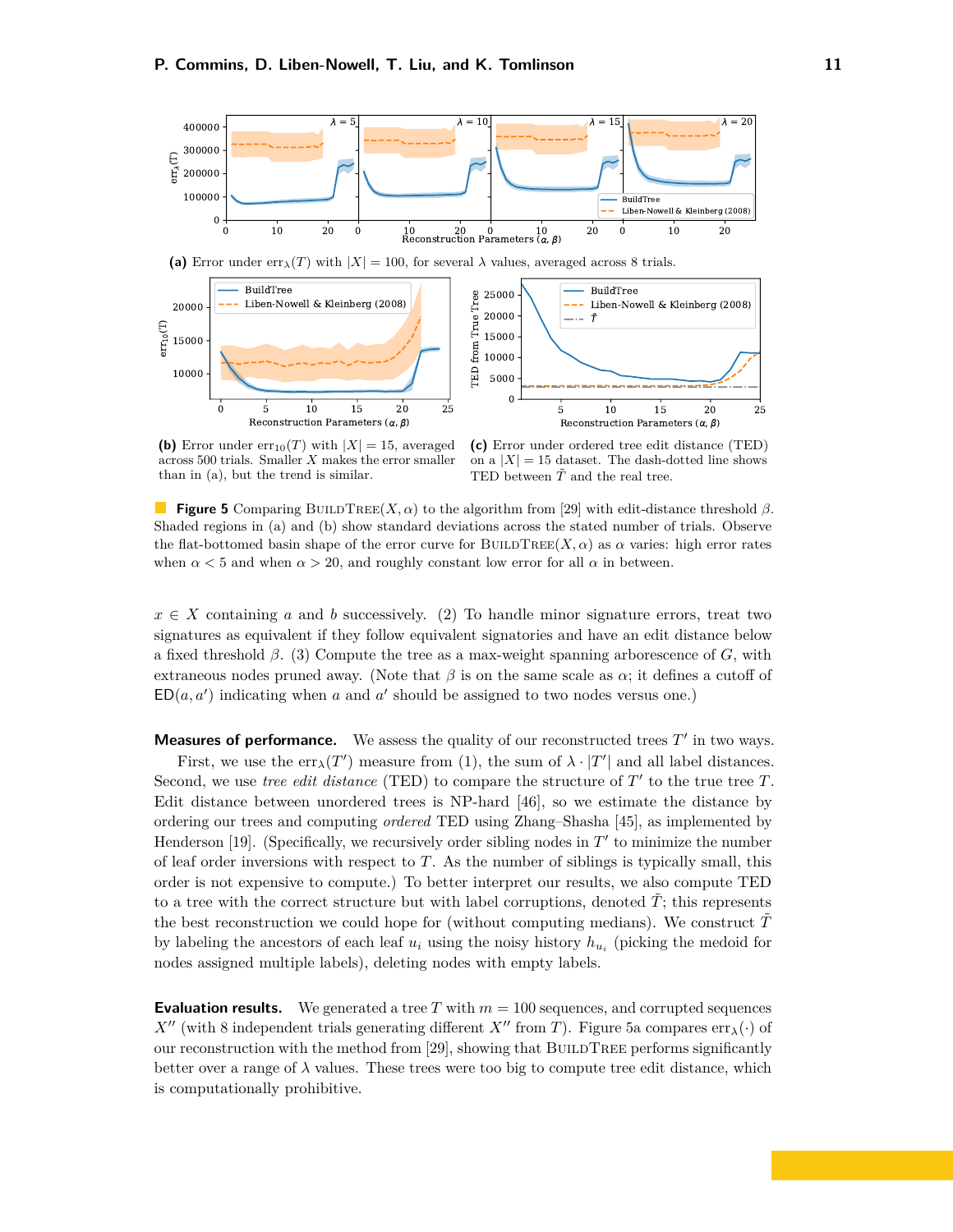(a) Error under $\text{err}_\lambda(T)$ with $|X| = 100$, for several $\lambda$ values, averaged across 8 trials.

(b) Error under $\text{err}_{10}(T)$ with $|X| = 15$, averaged across 500 trials. Smaller $X$ makes the error smaller than in (a), but the trend is similar.

(c) Error under ordered tree edit distance (TED) on a $|X| = 15$ dataset. The dash-dotted line shows TED between $\tilde{T}$ and the real tree.

**Figure 5** Comparing BuildTree$(X, \alpha)$ to the algorithm from [29] with edit-distance threshold $\beta$. Shaded regions in (a) and (b) show standard deviations across the stated number of trials. Observe the flat-bottomed basin shape of the error curve for BuildTree$(X, \alpha)$ as $\alpha$ varies: high error rates when $\alpha < 5$ and when $\alpha > 20$, and roughly constant low error for all $\alpha$ in between.

$x \in X$ containing $a$ and $b$ successively. (2) To handle minor signature errors, treat two signatures as equivalent if they follow equivalent signatories and have an edit distance below a fixed threshold $\beta$. (3) Compute the tree as a max-weight spanning arborescence of $G$, with extraneous nodes pruned away. (Note that $\beta$ is on the same scale as $\alpha$; it defines a cutoff of $\mathsf{ED}(a, a')$ indicating when $a$ and $a'$ should be assigned to two nodes versus one.)

**Measures of performance.** We assess the quality of our reconstructed trees $T'$ in two ways. First, we use the $\text{err}_\lambda(T')$ measure from (1), the sum of $\lambda \cdot |T'|$ and all label distances. Second, we use *tree edit distance* (TED) to compare the structure of $T'$ to the true tree $T$. Edit distance between unordered trees is NP-hard [46], so we estimate the distance by ordering our trees and computing *ordered* TED using Zhang–Shasha [45], as implemented by Henderson [19]. (Specifically, we recursively order sibling nodes in $T'$ to minimize the number of leaf order inversions with respect to $T$. As the number of siblings is typically small, this order is not expensive to compute.) To better interpret our results, we also compute TED to a tree with the correct structure but with label corruptions, denoted $\tilde{T}$; this represents the best reconstruction we could hope for (without computing medians). We construct $\tilde{T}$ by labeling the ancestors of each leaf $u_i$ using the noisy history $h_{u_i}$ (picking the medoid for nodes assigned multiple labels), deleting nodes with empty labels.

**Evaluation results.** We generated a tree $T$ with $m = 100$ sequences, and corrupted sequences $X''$ (with 8 independent trials generating different $X''$ from $T$). Figure 5a compares $\text{err}_\lambda(\cdot)$ of our reconstruction with the method from [29], showing that BuildTree performs significantly better over a range of $\lambda$ values. These trees were too big to compute tree edit distance, which is computationally prohibitive.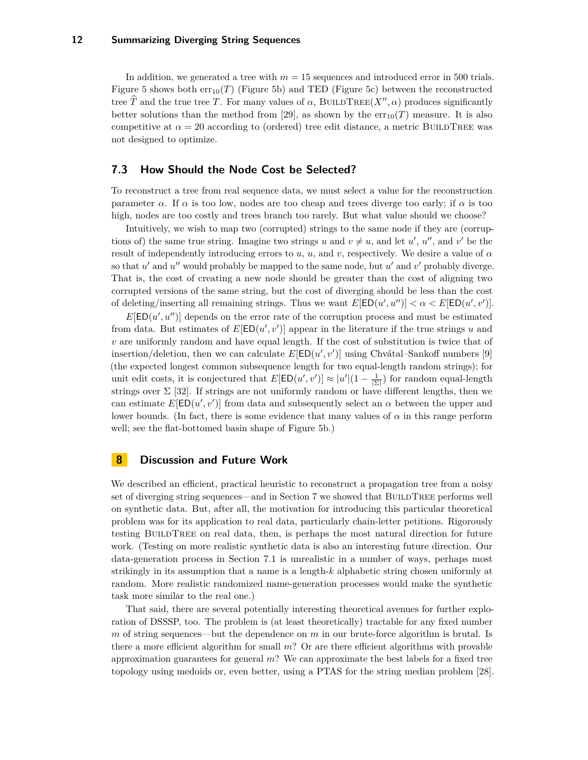In addition, we generated a tree with $m = 15$ sequences and introduced error in 500 trials. Figure 5 shows both $\text{err}_{10}(T)$ (Figure 5b) and TED (Figure 5c) between the reconstructed tree $\widehat{T}$ and the true tree $T$. For many values of $\alpha$, BuildTree$(X'', \alpha)$ produces significantly better solutions than the method from [29], as shown by the $\text{err}_{10}(T)$ measure. It is also competitive at $\alpha = 20$ according to (ordered) tree edit distance, a metric BuildTree was not designed to optimize.

### 7.3 How Should the Node Cost be Selected?

To reconstruct a tree from real sequence data, we must select a value for the reconstruction parameter $\alpha$. If $\alpha$ is too low, nodes are too cheap and trees diverge too early; if $\alpha$ is too high, nodes are too costly and trees branch too rarely. But what value should we choose?

Intuitively, we wish to map two (corrupted) strings to the same node if they are (corruptions of) the same true string. Imagine two strings $u$ and $v \neq u$, and let $u'$, $u''$, and $v'$ be the result of independently introducing errors to $u$, $u$, and $v$, respectively. We desire a value of $\alpha$ so that $u'$ and $u''$ would probably be mapped to the same node, but $u'$ and $v'$ probably diverge. That is, the cost of creating a new node should be greater than the cost of aligning two corrupted versions of the same string, but the cost of diverging should be less than the cost of deleting/inserting all remaining strings. Thus we want $E[\mathsf{ED}(u', u'')] < \alpha < E[\mathsf{ED}(u', v')]$.

$E[\mathsf{ED}(u', u'')]$ depends on the error rate of the corruption process and must be estimated from data. But estimates of $E[\mathsf{ED}(u', v')]$ appear in the literature if the true strings $u$ and $v$ are uniformly random and have equal length. If the cost of substitution is twice that of insertion/deletion, then we can calculate $E[\mathsf{ED}(u', v')]$ using Chvátal–Sankoff numbers [9] (the expected longest common subsequence length for two equal-length random strings); for unit edit costs, it is conjectured that $E[\mathsf{ED}(u', v')] \approx |u'|(1 - \frac{1}{|\Sigma|})$ for random equal-length strings over $\Sigma$ [32]. If strings are not uniformly random or have different lengths, then we can estimate $E[\mathsf{ED}(u', v')]$ from data and subsequently select an $\alpha$ between the upper and lower bounds. (In fact, there is some evidence that many values of $\alpha$ in this range perform well; see the flat-bottomed basin shape of Figure 5b.)

## 8 Discussion and Future Work

We described an efficient, practical heuristic to reconstruct a propagation tree from a noisy set of diverging string sequences—and in Section 7 we showed that BuildTree performs well on synthetic data. But, after all, the motivation for introducing this particular theoretical problem was for its application to real data, particularly chain-letter petitions. Rigorously testing BuildTree on real data, then, is perhaps the most natural direction for future work. (Testing on more realistic synthetic data is also an interesting future direction. Our data-generation process in Section 7.1 is unrealistic in a number of ways, perhaps most strikingly in its assumption that a name is a length-$k$ alphabetic string chosen uniformly at random. More realistic randomized name-generation processes would make the synthetic task more similar to the real one.)

That said, there are several potentially interesting theoretical avenues for further exploration of DSSSP, too. The problem is (at least theoretically) tractable for any fixed number $m$ of string sequences—but the dependence on $m$ in our brute-force algorithm is brutal. Is there a more efficient algorithm for small $m$? Or are there efficient algorithms with provable approximation guarantees for general $m$? We can approximate the best labels for a fixed tree topology using medoids or, even better, using a PTAS for the string median problem [28].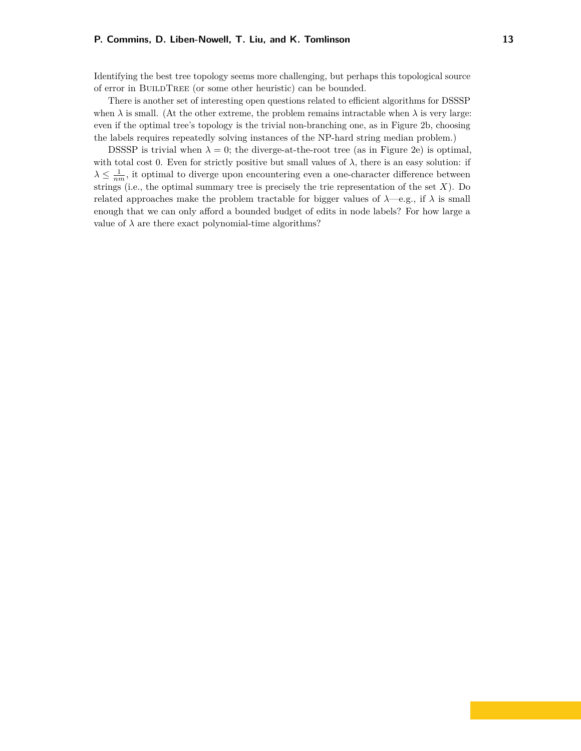Identifying the best tree topology seems more challenging, but perhaps this topological source of error in BuildTree (or some other heuristic) can be bounded.

There is another set of interesting open questions related to efficient algorithms for DSSSP when $\lambda$ is small. (At the other extreme, the problem remains intractable when $\lambda$ is very large: even if the optimal tree's topology is the trivial non-branching one, as in Figure 2b, choosing the labels requires repeatedly solving instances of the NP-hard string median problem.)

DSSSP is trivial when $\lambda = 0$; the diverge-at-the-root tree (as in Figure 2e) is optimal, with total cost 0. Even for strictly positive but small values of $\lambda$, there is an easy solution: if $\lambda \leq \frac{1}{nm}$, it optimal to diverge upon encountering even a one-character difference between strings (i.e., the optimal summary tree is precisely the trie representation of the set $X$). Do related approaches make the problem tractable for bigger values of $\lambda$—e.g., if $\lambda$ is small enough that we can only afford a bounded budget of edits in node labels? For how large a value of $\lambda$ are there exact polynomial-time algorithms?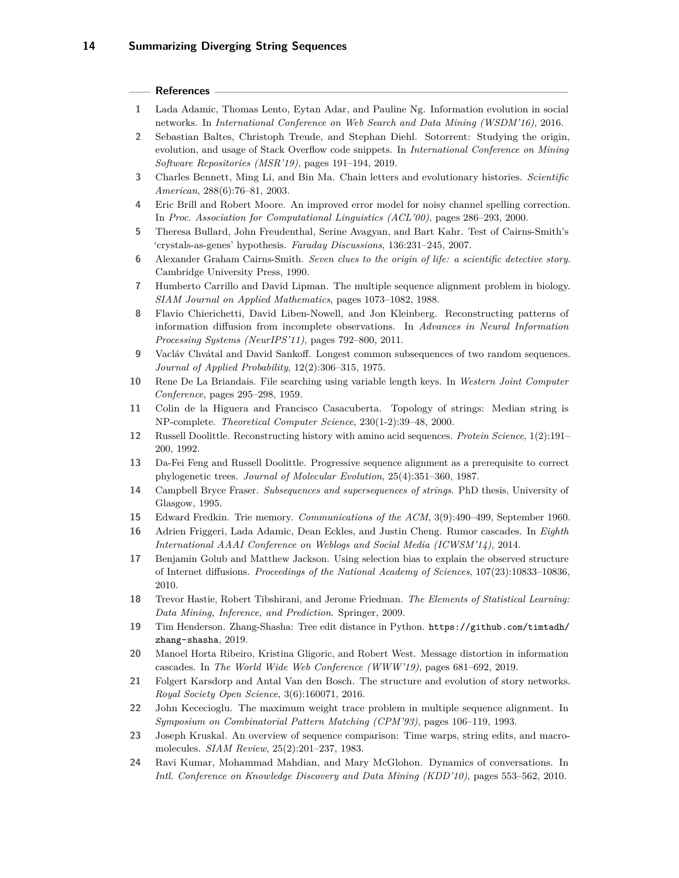## References

1. Lada Adamic, Thomas Lento, Eytan Adar, and Pauline Ng. Information evolution in social networks. In *International Conference on Web Search and Data Mining (WSDM'16)*, 2016.
2. Sebastian Baltes, Christoph Treude, and Stephan Diehl. Sotorrent: Studying the origin, evolution, and usage of Stack Overflow code snippets. In *International Conference on Mining Software Repositories (MSR'19)*, pages 191–194, 2019.
3. Charles Bennett, Ming Li, and Bin Ma. Chain letters and evolutionary histories. *Scientific American*, 288(6):76–81, 2003.
4. Eric Brill and Robert Moore. An improved error model for noisy channel spelling correction. In *Proc. Association for Computational Linguistics (ACL'00)*, pages 286–293, 2000.
5. Theresa Bullard, John Freudenthal, Serine Avagyan, and Bart Kahr. Test of Cairns-Smith's 'crystals-as-genes' hypothesis. *Faraday Discussions*, 136:231–245, 2007.
6. Alexander Graham Cairns-Smith. *Seven clues to the origin of life: a scientific detective story.* Cambridge University Press, 1990.
7. Humberto Carrillo and David Lipman. The multiple sequence alignment problem in biology. *SIAM Journal on Applied Mathematics*, pages 1073–1082, 1988.
8. Flavio Chierichetti, David Liben-Nowell, and Jon Kleinberg. Reconstructing patterns of information diffusion from incomplete observations. In *Advances in Neural Information Processing Systems (NeurIPS'11)*, pages 792–800, 2011.
9. Vaclav Chvátal and David Sankoff. Longest common subsequences of two random sequences. *Journal of Applied Probability*, 12(2):306–315, 1975.
10. Rene De La Briandais. File searching using variable length keys. In *Western Joint Computer Conference*, pages 295–298, 1959.
11. Colin de la Higuera and Francisco Casacuberta. Topology of strings: Median string is NP-complete. *Theoretical Computer Science*, 230(1-2):39–48, 2000.
12. Russell Doolittle. Reconstructing history with amino acid sequences. *Protein Science*, 1(2):191–200, 1992.
13. Da-Fei Feng and Russell Doolittle. Progressive sequence alignment as a prerequisite to correct phylogenetic trees. *Journal of Molecular Evolution*, 25(4):351–360, 1987.
14. Campbell Bryce Fraser. *Subsequences and supersequences of strings*. PhD thesis, University of Glasgow, 1995.
15. Edward Fredkin. Trie memory. *Communications of the ACM*, 3(9):490–499, September 1960.
16. Adrien Friggeri, Lada Adamic, Dean Eckles, and Justin Cheng. Rumor cascades. In *Eighth International AAAI Conference on Weblogs and Social Media (ICWSM'14)*, 2014.
17. Benjamin Golub and Matthew Jackson. Using selection bias to explain the observed structure of Internet diffusions. *Proceedings of the National Academy of Sciences*, 107(23):10833–10836, 2010.
18. Trevor Hastie, Robert Tibshirani, and Jerome Friedman. *The Elements of Statistical Learning: Data Mining, Inference, and Prediction*. Springer, 2009.
19. Tim Henderson. Zhang-Shasha: Tree edit distance in Python. `https://github.com/timtadh/zhang-shasha`, 2019.
20. Manoel Horta Ribeiro, Kristina Gligoric, and Robert West. Message distortion in information cascades. In *The World Wide Web Conference (WWW'19)*, pages 681–692, 2019.
21. Folgert Karsdorp and Antal Van den Bosch. The structure and evolution of story networks. *Royal Society Open Science*, 3(6):160071, 2016.
22. John Kececioglu. The maximum weight trace problem in multiple sequence alignment. In *Symposium on Combinatorial Pattern Matching (CPM'93)*, pages 106–119, 1993.
23. Joseph Kruskal. An overview of sequence comparison: Time warps, string edits, and macromolecules. *SIAM Review*, 25(2):201–237, 1983.
24. Ravi Kumar, Mohammad Mahdian, and Mary McGlohon. Dynamics of conversations. In *Intl. Conference on Knowledge Discovery and Data Mining (KDD'10)*, pages 553–562, 2010.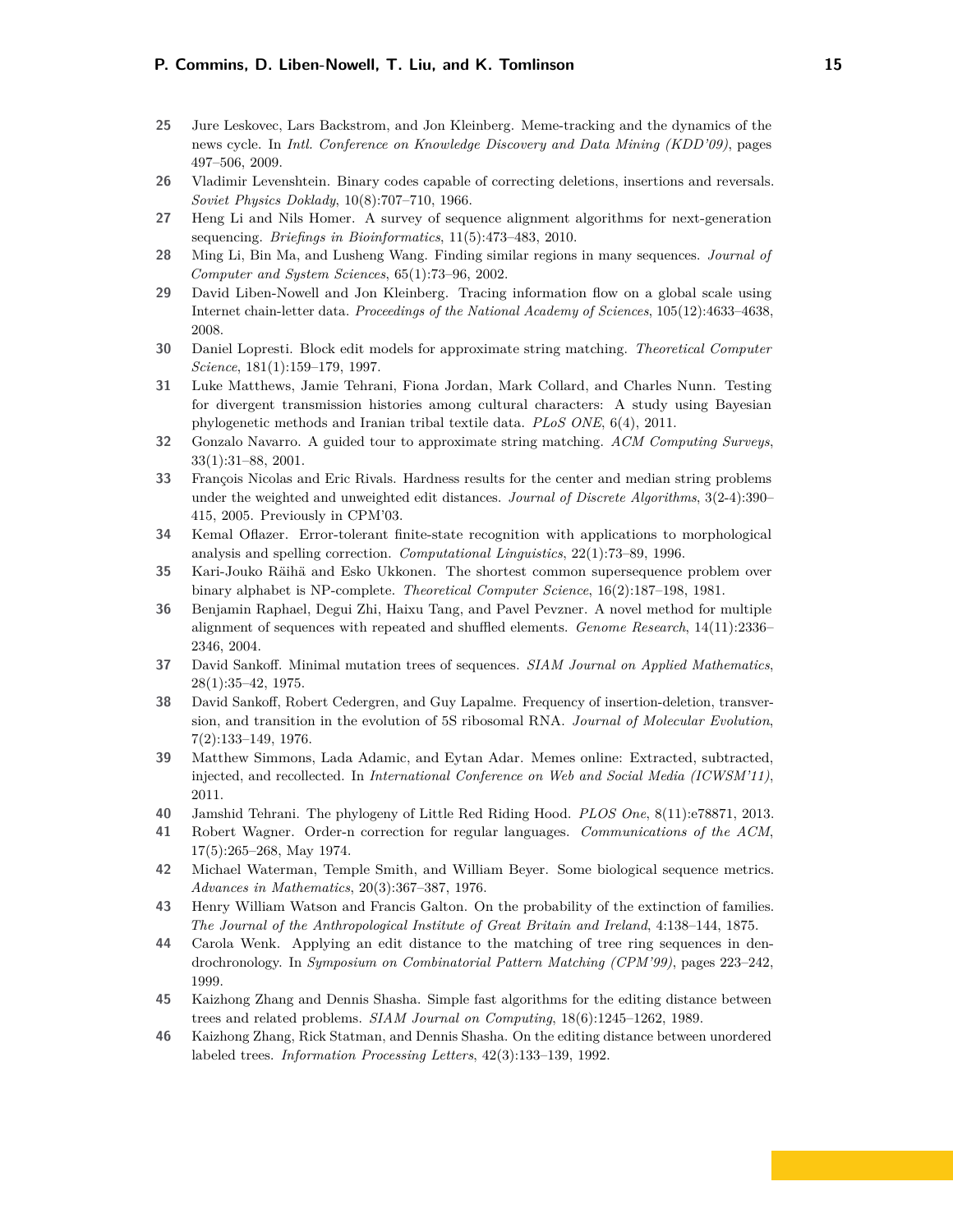25 Jure Leskovec, Lars Backstrom, and Jon Kleinberg. Meme-tracking and the dynamics of the news cycle. In *Intl. Conference on Knowledge Discovery and Data Mining (KDD'09)*, pages 497–506, 2009.

26 Vladimir Levenshtein. Binary codes capable of correcting deletions, insertions and reversals. *Soviet Physics Doklady*, 10(8):707–710, 1966.

27 Heng Li and Nils Homer. A survey of sequence alignment algorithms for next-generation sequencing. *Briefings in Bioinformatics*, 11(5):473–483, 2010.

28 Ming Li, Bin Ma, and Lusheng Wang. Finding similar regions in many sequences. *Journal of Computer and System Sciences*, 65(1):73–96, 2002.

29 David Liben-Nowell and Jon Kleinberg. Tracing information flow on a global scale using Internet chain-letter data. *Proceedings of the National Academy of Sciences*, 105(12):4633–4638, 2008.

30 Daniel Lopresti. Block edit models for approximate string matching. *Theoretical Computer Science*, 181(1):159–179, 1997.

31 Luke Matthews, Jamie Tehrani, Fiona Jordan, Mark Collard, and Charles Nunn. Testing for divergent transmission histories among cultural characters: A study using Bayesian phylogenetic methods and Iranian tribal textile data. *PLoS ONE*, 6(4), 2011.

32 Gonzalo Navarro. A guided tour to approximate string matching. *ACM Computing Surveys*, 33(1):31–88, 2001.

33 François Nicolas and Eric Rivals. Hardness results for the center and median string problems under the weighted and unweighted edit distances. *Journal of Discrete Algorithms*, 3(2-4):390–415, 2005. Previously in CPM'03.

34 Kemal Oflazer. Error-tolerant finite-state recognition with applications to morphological analysis and spelling correction. *Computational Linguistics*, 22(1):73–89, 1996.

35 Kari-Jouko Räihä and Esko Ukkonen. The shortest common supersequence problem over binary alphabet is NP-complete. *Theoretical Computer Science*, 16(2):187–198, 1981.

36 Benjamin Raphael, Degui Zhi, Haixu Tang, and Pavel Pevzner. A novel method for multiple alignment of sequences with repeated and shuffled elements. *Genome Research*, 14(11):2336–2346, 2004.

37 David Sankoff. Minimal mutation trees of sequences. *SIAM Journal on Applied Mathematics*, 28(1):35–42, 1975.

38 David Sankoff, Robert Cedergren, and Guy Lapalme. Frequency of insertion-deletion, transversion, and transition in the evolution of 5S ribosomal RNA. *Journal of Molecular Evolution*, 7(2):133–149, 1976.

39 Matthew Simmons, Lada Adamic, and Eytan Adar. Memes online: Extracted, subtracted, injected, and recollected. In *International Conference on Web and Social Media (ICWSM'11)*, 2011.

40 Jamshid Tehrani. The phylogeny of Little Red Riding Hood. *PLOS One*, 8(11):e78871, 2013.

41 Robert Wagner. Order-n correction for regular languages. *Communications of the ACM*, 17(5):265–268, May 1974.

42 Michael Waterman, Temple Smith, and William Beyer. Some biological sequence metrics. *Advances in Mathematics*, 20(3):367–387, 1976.

43 Henry William Watson and Francis Galton. On the probability of the extinction of families. *The Journal of the Anthropological Institute of Great Britain and Ireland*, 4:138–144, 1875.

44 Carola Wenk. Applying an edit distance to the matching of tree ring sequences in dendrochronology. In *Symposium on Combinatorial Pattern Matching (CPM'99)*, pages 223–242, 1999.

45 Kaizhong Zhang and Dennis Shasha. Simple fast algorithms for the editing distance between trees and related problems. *SIAM Journal on Computing*, 18(6):1245–1262, 1989.

46 Kaizhong Zhang, Rick Statman, and Dennis Shasha. On the editing distance between unordered labeled trees. *Information Processing Letters*, 42(3):133–139, 1992.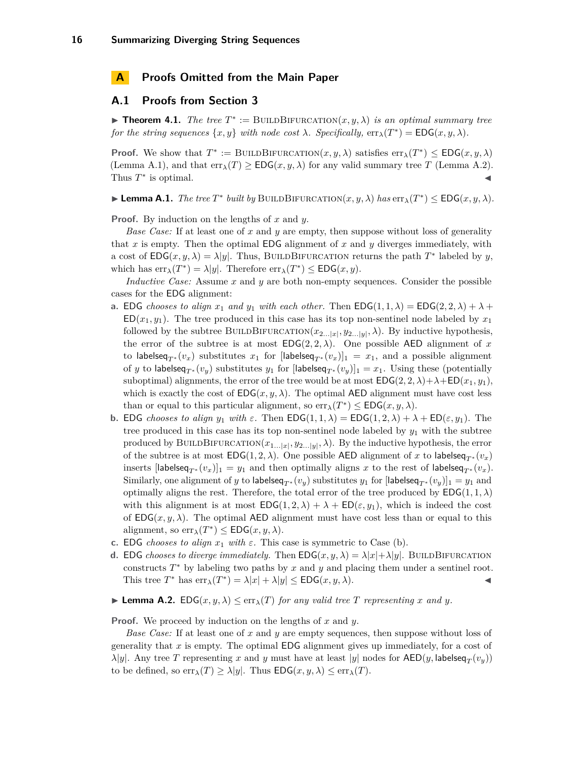# A Proofs Omitted from the Main Paper

## A.1 Proofs from Section 3

▶ **Theorem 4.1.** *The tree $T^* := \textsc{BuildBifurcation}(x, y, \lambda)$ is an optimal summary tree for the string sequences $\{x, y\}$ with node cost $\lambda$. Specifically, $\mathrm{err}_\lambda(T^*) = \mathsf{EDG}(x, y, \lambda)$.*

**Proof.** We show that $T^* := \textsc{BuildBifurcation}(x, y, \lambda)$ satisfies $\mathrm{err}_\lambda(T^*) \leq \mathsf{EDG}(x, y, \lambda)$ (Lemma A.1), and that $\mathrm{err}_\lambda(T) \geq \mathsf{EDG}(x, y, \lambda)$ for any valid summary tree $T$ (Lemma A.2). Thus $T^*$ is optimal. ◀

▶ **Lemma A.1.** *The tree $T^*$ built by $\textsc{BuildBifurcation}(x, y, \lambda)$ has $\mathrm{err}_\lambda(T^*) \leq \mathsf{EDG}(x, y, \lambda)$.*

**Proof.** By induction on the lengths of $x$ and $y$.

*Base Case:* If at least one of $x$ and $y$ are empty, then suppose without loss of generality that $x$ is empty. Then the optimal $\mathsf{EDG}$ alignment of $x$ and $y$ diverges immediately, with a cost of $\mathsf{EDG}(x, y, \lambda) = \lambda|y|$. Thus, $\textsc{BuildBifurcation}$ returns the path $T^*$ labeled by $y$, which has $\mathrm{err}_\lambda(T^*) = \lambda|y|$. Therefore $\mathrm{err}_\lambda(T^*) \leq \mathsf{EDG}(x, y)$.

*Inductive Case:* Assume $x$ and $y$ are both non-empty sequences. Consider the possible cases for the $\mathsf{EDG}$ alignment:

**a.** $\mathsf{EDG}$ *chooses to align $x_1$ and $y_1$ with each other.* Then $\mathsf{EDG}(1, 1, \lambda) = \mathsf{EDG}(2, 2, \lambda) + \lambda + \mathsf{ED}(x_1, y_1)$. The tree produced in this case has its top non-sentinel node labeled by $x_1$ followed by the subtree $\textsc{BuildBifurcation}(x_{2\ldots|x|}, y_{2\ldots|y|}, \lambda)$. By inductive hypothesis, the error of the subtree is at most $\mathsf{EDG}(2, 2, \lambda)$. One possible $\mathsf{AED}$ alignment of $x$ to $\mathsf{labelseq}_{T^*}(v_x)$ substitutes $x_1$ for $[\mathsf{labelseq}_{T^*}(v_x)]_1 = x_1$, and a possible alignment of $y$ to $\mathsf{labelseq}_{T^*}(v_y)$ substitutes $y_1$ for $[\mathsf{labelseq}_{T^*}(v_y)]_1 = x_1$. Using these (potentially suboptimal) alignments, the error of the tree would be at most $\mathsf{EDG}(2, 2, \lambda) + \lambda + \mathsf{ED}(x_1, y_1)$, which is exactly the cost of $\mathsf{EDG}(x, y, \lambda)$. The optimal $\mathsf{AED}$ alignment must have cost less than or equal to this particular alignment, so $\mathrm{err}_\lambda(T^*) \leq \mathsf{EDG}(x, y, \lambda)$.

**b.** $\mathsf{EDG}$ *chooses to align $y_1$ with $\varepsilon$.* Then $\mathsf{EDG}(1, 1, \lambda) = \mathsf{EDG}(1, 2, \lambda) + \lambda + \mathsf{ED}(\varepsilon, y_1)$. The tree produced in this case has its top non-sentinel node labeled by $y_1$ with the subtree produced by $\textsc{BuildBifurcation}(x_{1\ldots|x|}, y_{2\ldots|y|}, \lambda)$. By the inductive hypothesis, the error of the subtree is at most $\mathsf{EDG}(1, 2, \lambda)$. One possible $\mathsf{AED}$ alignment of $x$ to $\mathsf{labelseq}_{T^*}(v_x)$ inserts $[\mathsf{labelseq}_{T^*}(v_x)]_1 = y_1$ and then optimally aligns $x$ to the rest of $\mathsf{labelseq}_{T^*}(v_x)$. Similarly, one alignment of $y$ to $\mathsf{labelseq}_{T^*}(v_y)$ substitutes $y_1$ for $[\mathsf{labelseq}_{T^*}(v_y)]_1 = y_1$ and optimally aligns the rest. Therefore, the total error of the tree produced by $\mathsf{EDG}(1, 1, \lambda)$ with this alignment is at most $\mathsf{EDG}(1, 2, \lambda) + \lambda + \mathsf{ED}(\varepsilon, y_1)$, which is indeed the cost of $\mathsf{EDG}(x, y, \lambda)$. The optimal $\mathsf{AED}$ alignment must have cost less than or equal to this alignment, so $\mathrm{err}_\lambda(T^*) \leq \mathsf{EDG}(x, y, \lambda)$.

**c.** $\mathsf{EDG}$ *chooses to align $x_1$ with $\varepsilon$.* This case is symmetric to Case (b).

**d.** $\mathsf{EDG}$ *chooses to diverge immediately.* Then $\mathsf{EDG}(x, y, \lambda) = \lambda|x| + \lambda|y|$. $\textsc{BuildBifurcation}$ constructs $T^*$ by labeling two paths by $x$ and $y$ and placing them under a sentinel root. This tree $T^*$ has $\mathrm{err}_\lambda(T^*) = \lambda|x| + \lambda|y| \leq \mathsf{EDG}(x, y, \lambda)$. ◀

▶ **Lemma A.2.** *$\mathsf{EDG}(x, y, \lambda) \leq \mathrm{err}_\lambda(T)$ for any valid tree $T$ representing $x$ and $y$.*

**Proof.** We proceed by induction on the lengths of $x$ and $y$.

*Base Case:* If at least one of $x$ and $y$ are empty sequences, then suppose without loss of generality that $x$ is empty. The optimal $\mathsf{EDG}$ alignment gives up immediately, for a cost of $\lambda|y|$. Any tree $T$ representing $x$ and $y$ must have at least $|y|$ nodes for $\mathsf{AED}(y, \mathsf{labelseq}_T(v_y))$ to be defined, so $\mathrm{err}_\lambda(T) \geq \lambda|y|$. Thus $\mathsf{EDG}(x, y, \lambda) \leq \mathrm{err}_\lambda(T)$.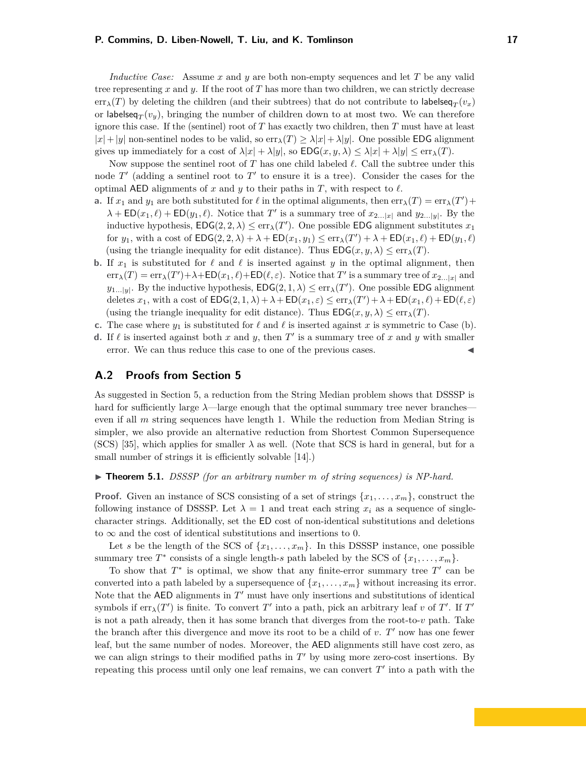*Inductive Case:* Assume $x$ and $y$ are both non-empty sequences and let $T$ be any valid tree representing $x$ and $y$. If the root of $T$ has more than two children, we can strictly decrease $\text{err}_\lambda(T)$ by deleting the children (and their subtrees) that do not contribute to $\mathsf{labelseq}_T(v_x)$ or $\mathsf{labelseq}_T(v_y)$, bringing the number of children down to at most two. We can therefore ignore this case. If the (sentinel) root of $T$ has exactly two children, then $T$ must have at least $|x|+|y|$ non-sentinel nodes to be valid, so $\text{err}_\lambda(T) \geq \lambda|x|+\lambda|y|$. One possible $\mathsf{EDG}$ alignment gives up immediately for a cost of $\lambda|x|+\lambda|y|$, so $\mathsf{EDG}(x, y, \lambda) \leq \lambda|x|+\lambda|y| \leq \text{err}_\lambda(T)$.

Now suppose the sentinel root of $T$ has one child labeled $\ell$. Call the subtree under this node $T'$ (adding a sentinel root to $T'$ to ensure it is a tree). Consider the cases for the optimal $\mathsf{AED}$ alignments of $x$ and $y$ to their paths in $T$, with respect to $\ell$.

**a.** If $x_1$ and $y_1$ are both substituted for $\ell$ in the optimal alignments, then $\text{err}_\lambda(T) = \text{err}_\lambda(T') + \lambda + \mathsf{ED}(x_1, \ell) + \mathsf{ED}(y_1, \ell)$. Notice that $T'$ is a summary tree of $x_{2\ldots|x|}$ and $y_{2\ldots|y|}$. By the inductive hypothesis, $\mathsf{EDG}(2, 2, \lambda) \leq \text{err}_\lambda(T')$. One possible $\mathsf{EDG}$ alignment substitutes $x_1$ for $y_1$, with a cost of $\mathsf{EDG}(2, 2, \lambda) + \lambda + \mathsf{ED}(x_1, y_1) \leq \text{err}_\lambda(T') + \lambda + \mathsf{ED}(x_1, \ell) + \mathsf{ED}(y_1, \ell)$ (using the triangle inequality for edit distance). Thus $\mathsf{EDG}(x, y, \lambda) \leq \text{err}_\lambda(T)$.

**b.** If $x_1$ is substituted for $\ell$ and $\ell$ is inserted against $y$ in the optimal alignment, then $\text{err}_\lambda(T) = \text{err}_\lambda(T')+\lambda+\mathsf{ED}(x_1, \ell)+\mathsf{ED}(\ell, \varepsilon)$. Notice that $T'$ is a summary tree of $x_{2\ldots|x|}$ and $y_{1\ldots|y|}$. By the inductive hypothesis, $\mathsf{EDG}(2, 1, \lambda) \leq \text{err}_\lambda(T')$. One possible $\mathsf{EDG}$ alignment deletes $x_1$, with a cost of $\mathsf{EDG}(2, 1, \lambda) + \lambda + \mathsf{ED}(x_1, \varepsilon) \leq \text{err}_\lambda(T') + \lambda + \mathsf{ED}(x_1, \ell) + \mathsf{ED}(\ell, \varepsilon)$ (using the triangle inequality for edit distance). Thus $\mathsf{EDG}(x, y, \lambda) \leq \text{err}_\lambda(T)$.

**c.** The case where $y_1$ is substituted for $\ell$ and $\ell$ is inserted against $x$ is symmetric to Case (b).

**d.** If $\ell$ is inserted against both $x$ and $y$, then $T'$ is a summary tree of $x$ and $y$ with smaller error. We can thus reduce this case to one of the previous cases. ◀

## A.2 Proofs from Section 5

As suggested in Section 5, a reduction from the String Median problem shows that DSSSP is hard for sufficiently large $\lambda$—large enough that the optimal summary tree never branches—even if all $m$ string sequences have length 1. While the reduction from Median String is simpler, we also provide an alternative reduction from Shortest Common Supersequence (SCS) [35], which applies for smaller $\lambda$ as well. (Note that SCS is hard in general, but for a small number of strings it is efficiently solvable [14].)

▶ **Theorem 5.1.** *DSSSP (for an arbitrary number $m$ of string sequences) is NP-hard.*

**Proof.** Given an instance of SCS consisting of a set of strings $\{x_1, \ldots, x_m\}$, construct the following instance of DSSSP. Let $\lambda = 1$ and treat each string $x_i$ as a sequence of single-character strings. Additionally, set the $\mathsf{ED}$ cost of non-identical substitutions and deletions to $\infty$ and the cost of identical substitutions and insertions to 0.

Let $s$ be the length of the SCS of $\{x_1, \ldots, x_m\}$. In this DSSSP instance, one possible summary tree $T^*$ consists of a single length-$s$ path labeled by the SCS of $\{x_1, \ldots, x_m\}$.

To show that $T^*$ is optimal, we show that any finite-error summary tree $T'$ can be converted into a path labeled by a supersequence of $\{x_1, \ldots, x_m\}$ without increasing its error. Note that the $\mathsf{AED}$ alignments in $T'$ must have only insertions and substitutions of identical symbols if $\text{err}_\lambda(T')$ is finite. To convert $T'$ into a path, pick an arbitrary leaf $v$ of $T'$. If $T'$ is not a path already, then it has some branch that diverges from the root-to-$v$ path. Take the branch after this divergence and move its root to be a child of $v$. $T'$ now has one fewer leaf, but the same number of nodes. Moreover, the $\mathsf{AED}$ alignments still have cost zero, as we can align strings to their modified paths in $T'$ by using more zero-cost insertions. By repeating this process until only one leaf remains, we can convert $T'$ into a path with the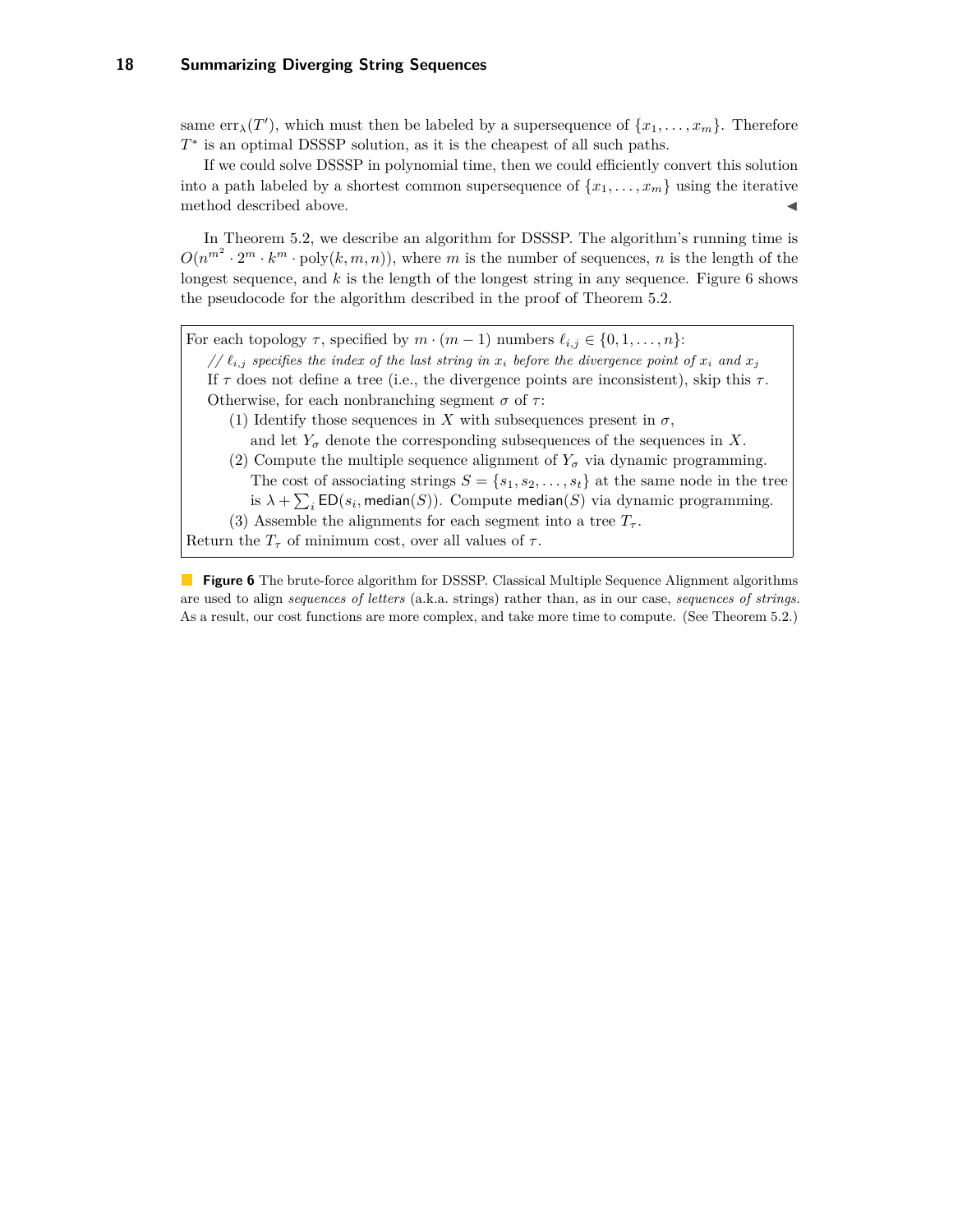same $\mathrm{err}_\lambda(T')$, which must then be labeled by a supersequence of $\{x_1, \ldots, x_m\}$. Therefore $T^*$ is an optimal DSSSP solution, as it is the cheapest of all such paths.

If we could solve DSSSP in polynomial time, then we could efficiently convert this solution into a path labeled by a shortest common supersequence of $\{x_1, \ldots, x_m\}$ using the iterative method described above. ◀

In Theorem 5.2, we describe an algorithm for DSSSP. The algorithm's running time is $O(n^{m^2} \cdot 2^m \cdot k^m \cdot \mathrm{poly}(k, m, n))$, where $m$ is the number of sequences, $n$ is the length of the longest sequence, and $k$ is the length of the longest string in any sequence. Figure 6 shows the pseudocode for the algorithm described in the proof of Theorem 5.2.

```
For each topology τ, specified by m·(m−1) numbers ℓ_{i,j} ∈ {0,1,...,n}:
    // ℓ_{i,j} specifies the index of the last string in x_i before the divergence point of x_i and x_j
    If τ does not define a tree (i.e., the divergence points are inconsistent), skip this τ.
    Otherwise, for each nonbranching segment σ of τ:
        (1) Identify those sequences in X with subsequences present in σ,
            and let Y_σ denote the corresponding subsequences of the sequences in X.
        (2) Compute the multiple sequence alignment of Y_σ via dynamic programming.
            The cost of associating strings S = {s_1, s_2, ..., s_t} at the same node in the tree
            is λ + Σ_i ED(s_i, median(S)). Compute median(S) via dynamic programming.
        (3) Assemble the alignments for each segment into a tree T_τ.
Return the T_τ of minimum cost, over all values of τ.
```

**Figure 6** The brute-force algorithm for DSSSP. Classical Multiple Sequence Alignment algorithms are used to align *sequences of letters* (a.k.a. strings) rather than, as in our case, *sequences of strings*. As a result, our cost functions are more complex, and take more time to compute. (See Theorem 5.2.)